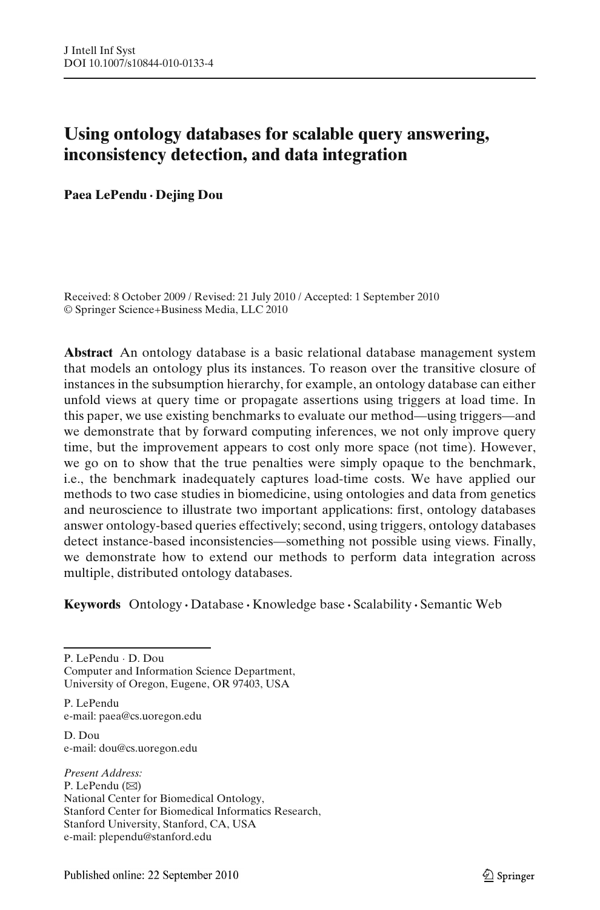# Using ontology databases for scalable query answering, inconsistency detection, and data integration

**Paea LePendu · Dejing Dou**

Received: 8 October 2009 / Revised: 21 July 2010 / Accepted: 1 September 2010
© Springer Science+Business Media, LLC 2010

**Abstract** An ontology database is a basic relational database management system that models an ontology plus its instances. To reason over the transitive closure of instances in the subsumption hierarchy, for example, an ontology database can either unfold views at query time or propagate assertions using triggers at load time. In this paper, we use existing benchmarks to evaluate our method—using triggers—and we demonstrate that by forward computing inferences, we not only improve query time, but the improvement appears to cost only more space (not time). However, we go on to show that the true penalties were simply opaque to the benchmark, i.e., the benchmark inadequately captures load-time costs. We have applied our methods to two case studies in biomedicine, using ontologies and data from genetics and neuroscience to illustrate two important applications: first, ontology databases answer ontology-based queries effectively; second, using triggers, ontology databases detect instance-based inconsistencies—something not possible using views. Finally, we demonstrate how to extend our methods to perform data integration across multiple, distributed ontology databases.

**Keywords** Ontology · Database · Knowledge base · Scalability · Semantic Web

---

P. LePendu · D. Dou
Computer and Information Science Department,
University of Oregon, Eugene, OR 97403, USA

P. LePendu
e-mail: paea@cs.uoregon.edu

D. Dou
e-mail: dou@cs.uoregon.edu

*Present Address:*
P. LePendu (✉)
National Center for Biomedical Ontology,
Stanford Center for Biomedical Informatics Research,
Stanford University, Stanford, CA, USA
e-mail: plependu@stanford.edu

Published online: 22 September 2010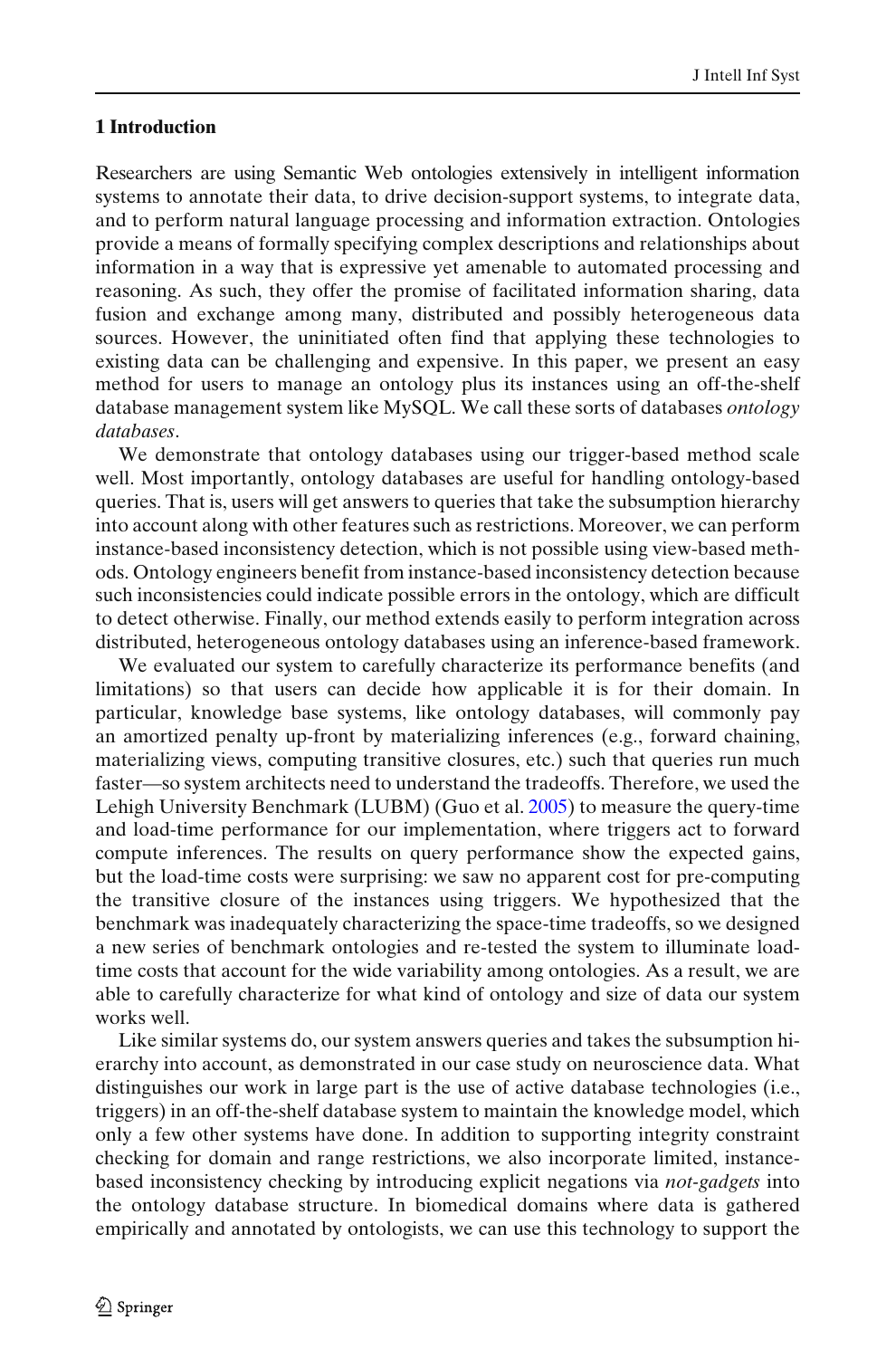# 1 Introduction

Researchers are using Semantic Web ontologies extensively in intelligent information systems to annotate their data, to drive decision-support systems, to integrate data, and to perform natural language processing and information extraction. Ontologies provide a means of formally specifying complex descriptions and relationships about information in a way that is expressive yet amenable to automated processing and reasoning. As such, they offer the promise of facilitated information sharing, data fusion and exchange among many, distributed and possibly heterogeneous data sources. However, the uninitiated often find that applying these technologies to existing data can be challenging and expensive. In this paper, we present an easy method for users to manage an ontology plus its instances using an off-the-shelf database management system like MySQL. We call these sorts of databases *ontology databases*.

We demonstrate that ontology databases using our trigger-based method scale well. Most importantly, ontology databases are useful for handling ontology-based queries. That is, users will get answers to queries that take the subsumption hierarchy into account along with other features such as restrictions. Moreover, we can perform instance-based inconsistency detection, which is not possible using view-based methods. Ontology engineers benefit from instance-based inconsistency detection because such inconsistencies could indicate possible errors in the ontology, which are difficult to detect otherwise. Finally, our method extends easily to perform integration across distributed, heterogeneous ontology databases using an inference-based framework.

We evaluated our system to carefully characterize its performance benefits (and limitations) so that users can decide how applicable it is for their domain. In particular, knowledge base systems, like ontology databases, will commonly pay an amortized penalty up-front by materializing inferences (e.g., forward chaining, materializing views, computing transitive closures, etc.) such that queries run much faster—so system architects need to understand the tradeoffs. Therefore, we used the Lehigh University Benchmark (LUBM) (Guo et al. 2005) to measure the query-time and load-time performance for our implementation, where triggers act to forward compute inferences. The results on query performance show the expected gains, but the load-time costs were surprising: we saw no apparent cost for pre-computing the transitive closure of the instances using triggers. We hypothesized that the benchmark was inadequately characterizing the space-time tradeoffs, so we designed a new series of benchmark ontologies and re-tested the system to illuminate load-time costs that account for the wide variability among ontologies. As a result, we are able to carefully characterize for what kind of ontology and size of data our system works well.

Like similar systems do, our system answers queries and takes the subsumption hierarchy into account, as demonstrated in our case study on neuroscience data. What distinguishes our work in large part is the use of active database technologies (i.e., triggers) in an off-the-shelf database system to maintain the knowledge model, which only a few other systems have done. In addition to supporting integrity constraint checking for domain and range restrictions, we also incorporate limited, instance-based inconsistency checking by introducing explicit negations via *not-gadgets* into the ontology database structure. In biomedical domains where data is gathered empirically and annotated by ontologists, we can use this technology to support the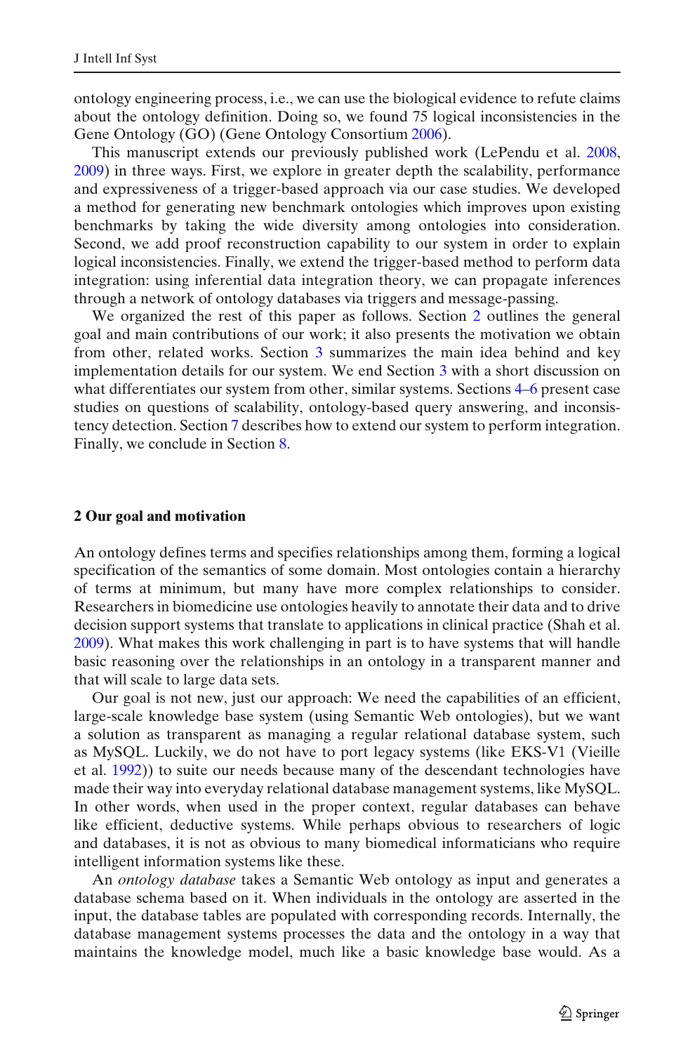ontology engineering process, i.e., we can use the biological evidence to refute claims about the ontology definition. Doing so, we found 75 logical inconsistencies in the Gene Ontology (GO) (Gene Ontology Consortium 2006).

This manuscript extends our previously published work (LePendu et al. 2008, 2009) in three ways. First, we explore in greater depth the scalability, performance and expressiveness of a trigger-based approach via our case studies. We developed a method for generating new benchmark ontologies which improves upon existing benchmarks by taking the wide diversity among ontologies into consideration. Second, we add proof reconstruction capability to our system in order to explain logical inconsistencies. Finally, we extend the trigger-based method to perform data integration: using inferential data integration theory, we can propagate inferences through a network of ontology databases via triggers and message-passing.

We organized the rest of this paper as follows. Section 2 outlines the general goal and main contributions of our work; it also presents the motivation we obtain from other, related works. Section 3 summarizes the main idea behind and key implementation details for our system. We end Section 3 with a short discussion on what differentiates our system from other, similar systems. Sections 4–6 present case studies on questions of scalability, ontology-based query answering, and inconsistency detection. Section 7 describes how to extend our system to perform integration. Finally, we conclude in Section 8.

## 2 Our goal and motivation

An ontology defines terms and specifies relationships among them, forming a logical specification of the semantics of some domain. Most ontologies contain a hierarchy of terms at minimum, but many have more complex relationships to consider. Researchers in biomedicine use ontologies heavily to annotate their data and to drive decision support systems that translate to applications in clinical practice (Shah et al. 2009). What makes this work challenging in part is to have systems that will handle basic reasoning over the relationships in an ontology in a transparent manner and that will scale to large data sets.

Our goal is not new, just our approach: We need the capabilities of an efficient, large-scale knowledge base system (using Semantic Web ontologies), but we want a solution as transparent as managing a regular relational database system, such as MySQL. Luckily, we do not have to port legacy systems (like EKS-V1 (Vieille et al. 1992)) to suite our needs because many of the descendant technologies have made their way into everyday relational database management systems, like MySQL. In other words, when used in the proper context, regular databases can behave like efficient, deductive systems. While perhaps obvious to researchers of logic and databases, it is not as obvious to many biomedical informaticians who require intelligent information systems like these.

An *ontology database* takes a Semantic Web ontology as input and generates a database schema based on it. When individuals in the ontology are asserted in the input, the database tables are populated with corresponding records. Internally, the database management systems processes the data and the ontology in a way that maintains the knowledge model, much like a basic knowledge base would. As a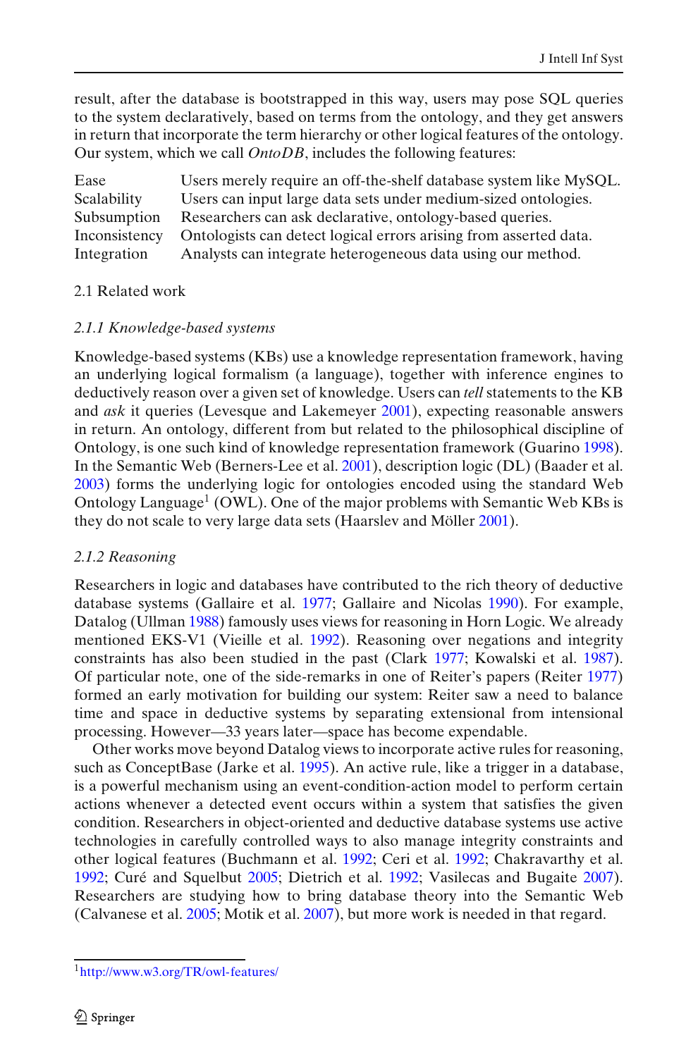result, after the database is bootstrapped in this way, users may pose SQL queries to the system declaratively, based on terms from the ontology, and they get answers in return that incorporate the term hierarchy or other logical features of the ontology. Our system, which we call *OntoDB*, includes the following features:

| | |
|---|---|
| Ease | Users merely require an off-the-shelf database system like MySQL. |
| Scalability | Users can input large data sets under medium-sized ontologies. |
| Subsumption | Researchers can ask declarative, ontology-based queries. |
| Inconsistency | Ontologists can detect logical errors arising from asserted data. |
| Integration | Analysts can integrate heterogeneous data using our method. |

## 2.1 Related work

### *2.1.1 Knowledge-based systems*

Knowledge-based systems (KBs) use a knowledge representation framework, having an underlying logical formalism (a language), together with inference engines to deductively reason over a given set of knowledge. Users can *tell* statements to the KB and *ask* it queries (Levesque and Lakemeyer 2001), expecting reasonable answers in return. An ontology, different from but related to the philosophical discipline of Ontology, is one such kind of knowledge representation framework (Guarino 1998). In the Semantic Web (Berners-Lee et al. 2001), description logic (DL) (Baader et al. 2003) forms the underlying logic for ontologies encoded using the standard Web Ontology Language[1] (OWL). One of the major problems with Semantic Web KBs is they do not scale to very large data sets (Haarslev and Möller 2001).

### *2.1.2 Reasoning*

Researchers in logic and databases have contributed to the rich theory of deductive database systems (Gallaire et al. 1977; Gallaire and Nicolas 1990). For example, Datalog (Ullman 1988) famously uses views for reasoning in Horn Logic. We already mentioned EKS-V1 (Vieille et al. 1992). Reasoning over negations and integrity constraints has also been studied in the past (Clark 1977; Kowalski et al. 1987). Of particular note, one of the side-remarks in one of Reiter's papers (Reiter 1977) formed an early motivation for building our system: Reiter saw a need to balance time and space in deductive systems by separating extensional from intensional processing. However—33 years later—space has become expendable.

Other works move beyond Datalog views to incorporate active rules for reasoning, such as ConceptBase (Jarke et al. 1995). An active rule, like a trigger in a database, is a powerful mechanism using an event-condition-action model to perform certain actions whenever a detected event occurs within a system that satisfies the given condition. Researchers in object-oriented and deductive database systems use active technologies in carefully controlled ways to also manage integrity constraints and other logical features (Buchmann et al. 1992; Ceri et al. 1992; Chakravarthy et al. 1992; Curé and Squelbut 2005; Dietrich et al. 1992; Vasilecas and Bugaite 2007). Researchers are studying how to bring database theory into the Semantic Web (Calvanese et al. 2005; Motik et al. 2007), but more work is needed in that regard.

[1] http://www.w3.org/TR/owl-features/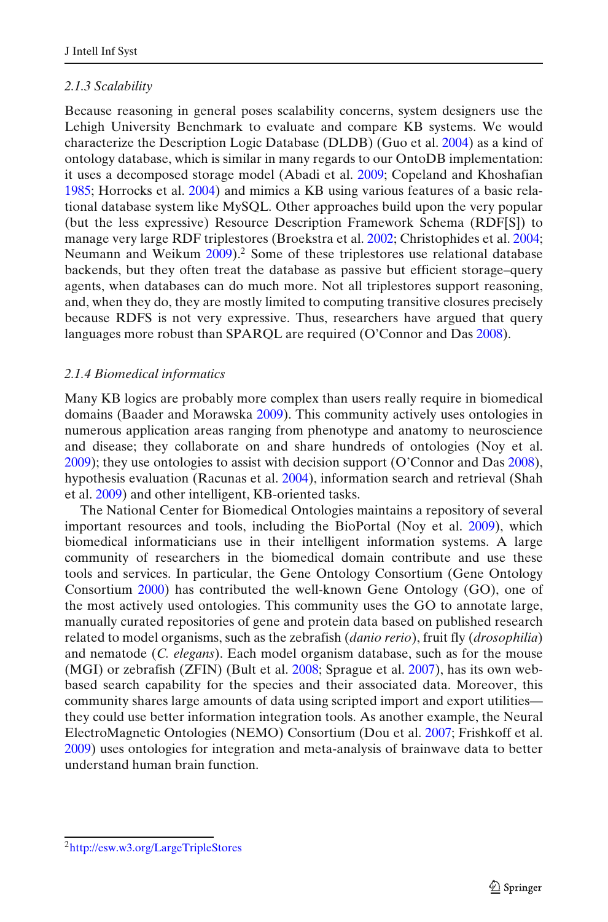### 2.1.3 Scalability

Because reasoning in general poses scalability concerns, system designers use the Lehigh University Benchmark to evaluate and compare KB systems. We would characterize the Description Logic Database (DLDB) (Guo et al. 2004) as a kind of ontology database, which is similar in many regards to our OntoDB implementation: it uses a decomposed storage model (Abadi et al. 2009; Copeland and Khoshafian 1985; Horrocks et al. 2004) and mimics a KB using various features of a basic relational database system like MySQL. Other approaches build upon the very popular (but the less expressive) Resource Description Framework Schema (RDF[S]) to manage very large RDF triplestores (Broekstra et al. 2002; Christophides et al. 2004; Neumann and Weikum 2009).[2] Some of these triplestores use relational database backends, but they often treat the database as passive but efficient storage–query agents, when databases can do much more. Not all triplestores support reasoning, and, when they do, they are mostly limited to computing transitive closures precisely because RDFS is not very expressive. Thus, researchers have argued that query languages more robust than SPARQL are required (O'Connor and Das 2008).

### 2.1.4 Biomedical informatics

Many KB logics are probably more complex than users really require in biomedical domains (Baader and Morawska 2009). This community actively uses ontologies in numerous application areas ranging from phenotype and anatomy to neuroscience and disease; they collaborate on and share hundreds of ontologies (Noy et al. 2009); they use ontologies to assist with decision support (O'Connor and Das 2008), hypothesis evaluation (Racunas et al. 2004), information search and retrieval (Shah et al. 2009) and other intelligent, KB-oriented tasks.

The National Center for Biomedical Ontologies maintains a repository of several important resources and tools, including the BioPortal (Noy et al. 2009), which biomedical informaticians use in their intelligent information systems. A large community of researchers in the biomedical domain contribute and use these tools and services. In particular, the Gene Ontology Consortium (Gene Ontology Consortium 2000) has contributed the well-known Gene Ontology (GO), one of the most actively used ontologies. This community uses the GO to annotate large, manually curated repositories of gene and protein data based on published research related to model organisms, such as the zebrafish (*danio rerio*), fruit fly (*drosophilia*) and nematode (*C. elegans*). Each model organism database, such as for the mouse (MGI) or zebrafish (ZFIN) (Bult et al. 2008; Sprague et al. 2007), has its own web-based search capability for the species and their associated data. Moreover, this community shares large amounts of data using scripted import and export utilities—they could use better information integration tools. As another example, the Neural ElectroMagnetic Ontologies (NEMO) Consortium (Dou et al. 2007; Frishkoff et al. 2009) uses ontologies for integration and meta-analysis of brainwave data to better understand human brain function.

---

[2] http://esw.w3.org/LargeTripleStores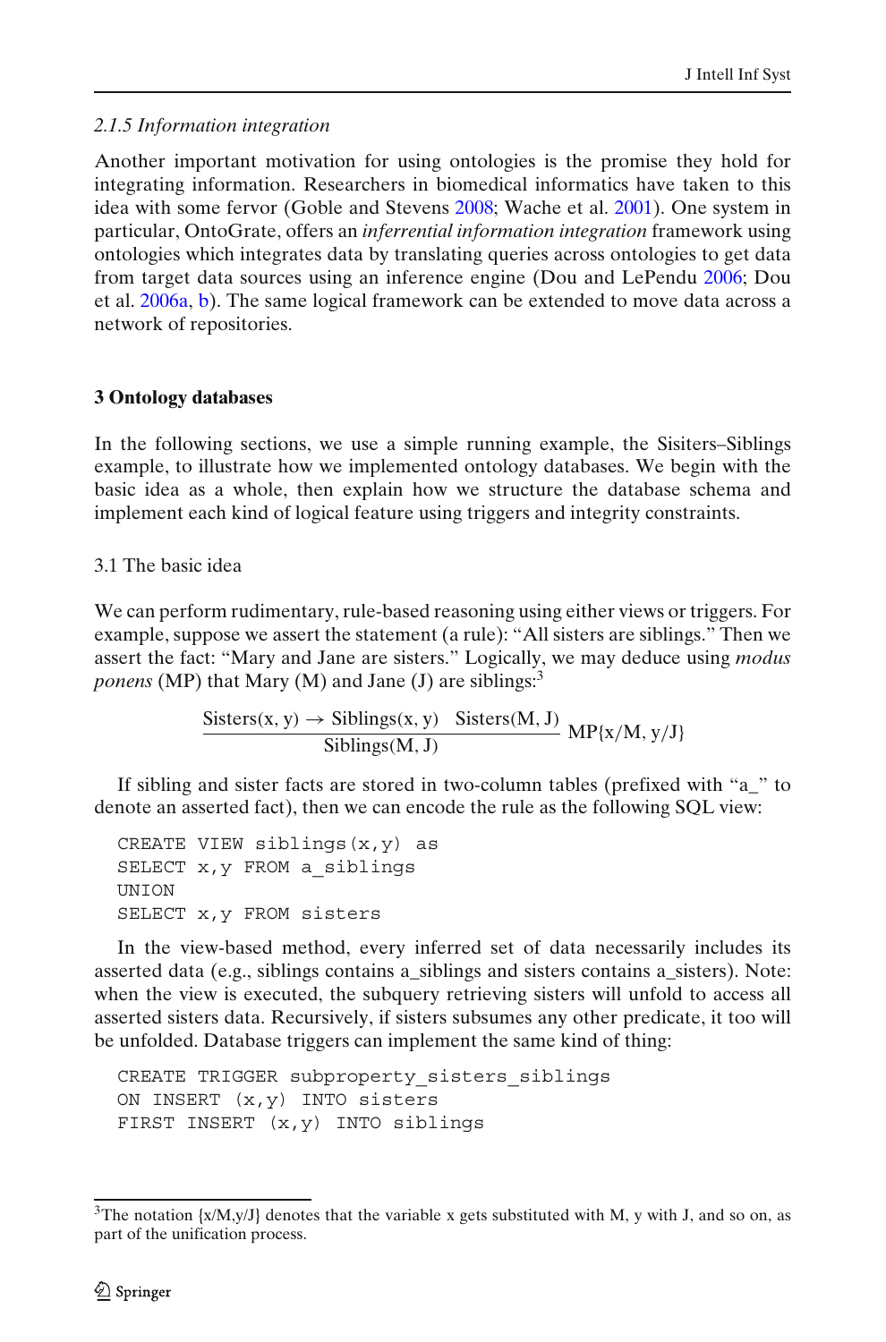### 2.1.5 Information integration

Another important motivation for using ontologies is the promise they hold for integrating information. Researchers in biomedical informatics have taken to this idea with some fervor (Goble and Stevens 2008; Wache et al. 2001). One system in particular, OntoGrate, offers an *inferrential information integration* framework using ontologies which integrates data by translating queries across ontologies to get data from target data sources using an inference engine (Dou and LePendu 2006; Dou et al. 2006a, b). The same logical framework can be extended to move data across a network of repositories.

## 3 Ontology databases

In the following sections, we use a simple running example, the Sisiters–Siblings example, to illustrate how we implemented ontology databases. We begin with the basic idea as a whole, then explain how we structure the database schema and implement each kind of logical feature using triggers and integrity constraints.

### 3.1 The basic idea

We can perform rudimentary, rule-based reasoning using either views or triggers. For example, suppose we assert the statement (a rule): "All sisters are siblings." Then we assert the fact: "Mary and Jane are sisters." Logically, we may deduce using *modus ponens* (MP) that Mary (M) and Jane (J) are siblings:[3]

$$\frac{\text{Sisters}(x, y) \rightarrow \text{Siblings}(x, y) \quad \text{Sisters}(M, J)}{\text{Siblings}(M, J)}\ \text{MP}\{x/M,\ y/J\}$$

If sibling and sister facts are stored in two-column tables (prefixed with "a_" to denote an asserted fact), then we can encode the rule as the following SQL view:

```
CREATE VIEW siblings(x,y) as
SELECT x,y FROM a_siblings
UNION
SELECT x,y FROM sisters
```

In the view-based method, every inferred set of data necessarily includes its asserted data (e.g., siblings contains a_siblings and sisters contains a_sisters). Note: when the view is executed, the subquery retrieving sisters will unfold to access all asserted sisters data. Recursively, if sisters subsumes any other predicate, it too will be unfolded. Database triggers can implement the same kind of thing:

```
CREATE TRIGGER subproperty_sisters_siblings
ON INSERT (x,y) INTO sisters
FIRST INSERT (x,y) INTO siblings
```

[3] The notation {x/M,y/J} denotes that the variable x gets substituted with M, y with J, and so on, as part of the unification process.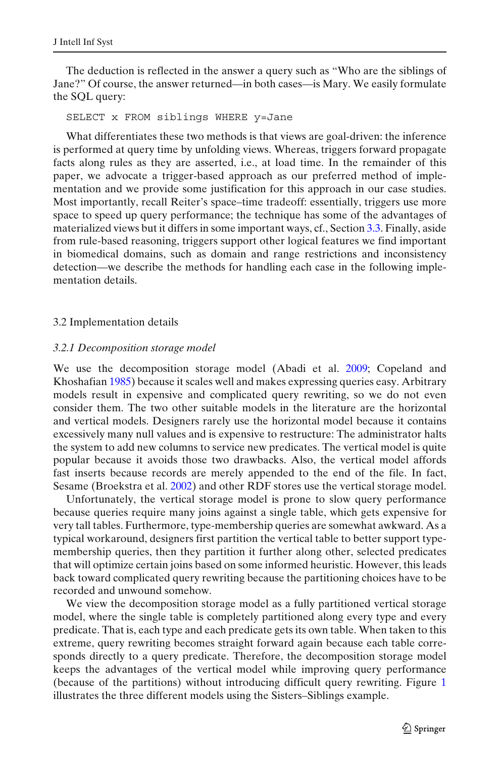The deduction is reflected in the answer a query such as "Who are the siblings of Jane?" Of course, the answer returned—in both cases—is Mary. We easily formulate the SQL query:

```
SELECT x FROM siblings WHERE y=Jane
```

What differentiates these two methods is that views are goal-driven: the inference is performed at query time by unfolding views. Whereas, triggers forward propagate facts along rules as they are asserted, i.e., at load time. In the remainder of this paper, we advocate a trigger-based approach as our preferred method of implementation and we provide some justification for this approach in our case studies. Most importantly, recall Reiter's space–time tradeoff: essentially, triggers use more space to speed up query performance; the technique has some of the advantages of materialized views but it differs in some important ways, cf., Section 3.3. Finally, aside from rule-based reasoning, triggers support other logical features we find important in biomedical domains, such as domain and range restrictions and inconsistency detection—we describe the methods for handling each case in the following implementation details.

## 3.2 Implementation details

### *3.2.1 Decomposition storage model*

We use the decomposition storage model (Abadi et al. 2009; Copeland and Khoshafian 1985) because it scales well and makes expressing queries easy. Arbitrary models result in expensive and complicated query rewriting, so we do not even consider them. The two other suitable models in the literature are the horizontal and vertical models. Designers rarely use the horizontal model because it contains excessively many null values and is expensive to restructure: The administrator halts the system to add new columns to service new predicates. The vertical model is quite popular because it avoids those two drawbacks. Also, the vertical model affords fast inserts because records are merely appended to the end of the file. In fact, Sesame (Broekstra et al. 2002) and other RDF stores use the vertical storage model.

Unfortunately, the vertical storage model is prone to slow query performance because queries require many joins against a single table, which gets expensive for very tall tables. Furthermore, type-membership queries are somewhat awkward. As a typical workaround, designers first partition the vertical table to better support type-membership queries, then they partition it further along other, selected predicates that will optimize certain joins based on some informed heuristic. However, this leads back toward complicated query rewriting because the partitioning choices have to be recorded and unwound somehow.

We view the decomposition storage model as a fully partitioned vertical storage model, where the single table is completely partitioned along every type and every predicate. That is, each type and each predicate gets its own table. When taken to this extreme, query rewriting becomes straight forward again because each table corresponds directly to a query predicate. Therefore, the decomposition storage model keeps the advantages of the vertical model while improving query performance (because of the partitions) without introducing difficult query rewriting. Figure 1 illustrates the three different models using the Sisters–Siblings example.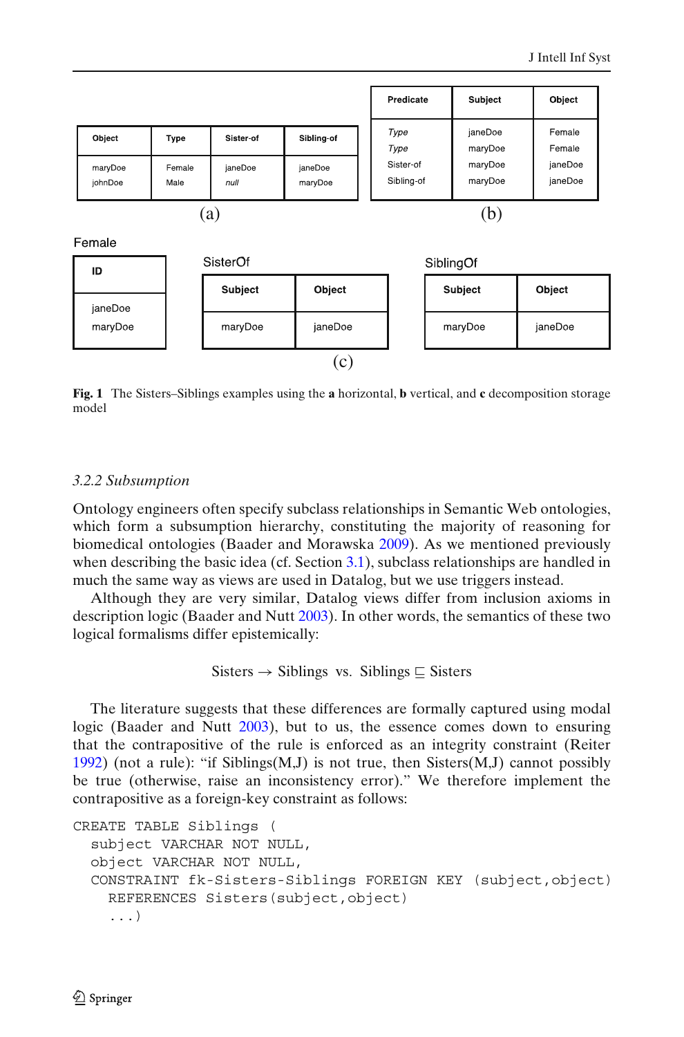| Object | Type | Sister-of | Sibling-of |
|---|---|---|---|
| maryDoe | Female | janeDoe | janeDoe |
| johnDoe | Male | *null* | maryDoe |

(a)

| Predicate | Subject | Object |
|---|---|---|
| *Type* | janeDoe | Female |
| *Type* | maryDoe | Female |
| Sister-of | maryDoe | janeDoe |
| Sibling-of | maryDoe | janeDoe |

(b)

Female

| ID |
|---|
| janeDoe |
| maryDoe |

SisterOf

| Subject | Object |
|---|---|
| maryDoe | janeDoe |

SiblingOf

| Subject | Object |
|---|---|
| maryDoe | janeDoe |

(c)

**Fig. 1** The Sisters–Siblings examples using the **a** horizontal, **b** vertical, and **c** decomposition storage model

### *3.2.2 Subsumption*

Ontology engineers often specify subclass relationships in Semantic Web ontologies, which form a subsumption hierarchy, constituting the majority of reasoning for biomedical ontologies (Baader and Morawska 2009). As we mentioned previously when describing the basic idea (cf. Section 3.1), subclass relationships are handled in much the same way as views are used in Datalog, but we use triggers instead.

Although they are very similar, Datalog views differ from inclusion axioms in description logic (Baader and Nutt 2003). In other words, the semantics of these two logical formalisms differ epistemically:

$$\text{Sisters} \rightarrow \text{Siblings} \;\; \text{vs.} \;\; \text{Siblings} \sqsubseteq \text{Sisters}$$

The literature suggests that these differences are formally captured using modal logic (Baader and Nutt 2003), but to us, the essence comes down to ensuring that the contrapositive of the rule is enforced as an integrity constraint (Reiter 1992) (not a rule): "if Siblings(M,J) is not true, then Sisters(M,J) cannot possibly be true (otherwise, raise an inconsistency error)." We therefore implement the contrapositive as a foreign-key constraint as follows:

```
CREATE TABLE Siblings (
  subject VARCHAR NOT NULL,
  object VARCHAR NOT NULL,
  CONSTRAINT fk-Sisters-Siblings FOREIGN KEY (subject,object)
    REFERENCES Sisters(subject,object)
    ...)
```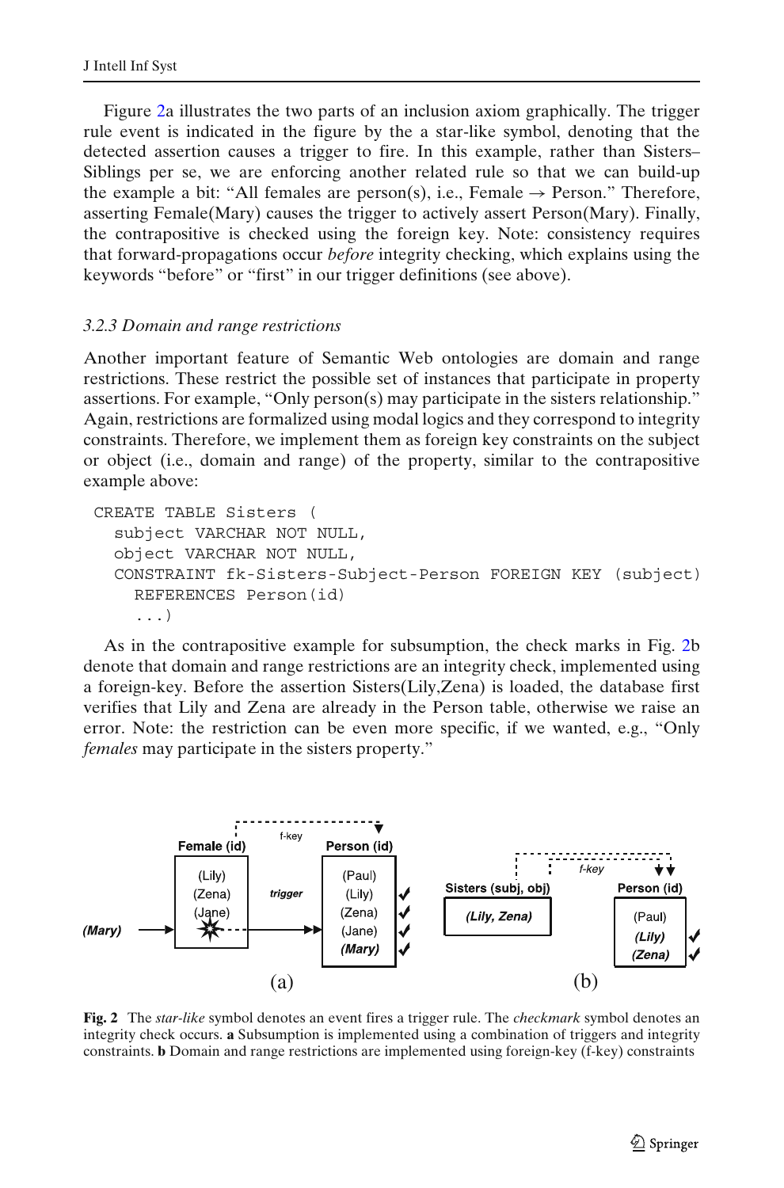Figure 2a illustrates the two parts of an inclusion axiom graphically. The trigger rule event is indicated in the figure by the a star-like symbol, denoting that the detected assertion causes a trigger to fire. In this example, rather than Sisters–Siblings per se, we are enforcing another related rule so that we can build-up the example a bit: "All females are person(s), i.e., Female → Person." Therefore, asserting Female(Mary) causes the trigger to actively assert Person(Mary). Finally, the contrapositive is checked using the foreign key. Note: consistency requires that forward-propagations occur *before* integrity checking, which explains using the keywords "before" or "first" in our trigger definitions (see above).

### 3.2.3 Domain and range restrictions

Another important feature of Semantic Web ontologies are domain and range restrictions. These restrict the possible set of instances that participate in property assertions. For example, "Only person(s) may participate in the sisters relationship." Again, restrictions are formalized using modal logics and they correspond to integrity constraints. Therefore, we implement them as foreign key constraints on the subject or object (i.e., domain and range) of the property, similar to the contrapositive example above:

```
CREATE TABLE Sisters (
  subject VARCHAR NOT NULL,
  object VARCHAR NOT NULL,
  CONSTRAINT fk-Sisters-Subject-Person FOREIGN KEY (subject)
    REFERENCES Person(id)
    ...)
```

As in the contrapositive example for subsumption, the check marks in Fig. 2b denote that domain and range restrictions are an integrity check, implemented using a foreign-key. Before the assertion Sisters(Lily,Zena) is loaded, the database first verifies that Lily and Zena are already in the Person table, otherwise we raise an error. Note: the restriction can be even more specific, if we wanted, e.g., "Only *females* may participate in the sisters property."

f-key
Female (id)
Person (id)
(Lily)
(Zena)
(Jane)
(Mary)
trigger
(Paul)
(Lily)
(Zena)
(Jane)
(Mary)
(a)
f-key
Sisters (subj, obj)
(Lily, Zena)
Person (id)
(Paul)
(Lily)
(Zena)
(b)

**Fig. 2** The *star-like* symbol denotes an event fires a trigger rule. The *checkmark* symbol denotes an integrity check occurs. **a** Subsumption is implemented using a combination of triggers and integrity constraints. **b** Domain and range restrictions are implemented using foreign-key (f-key) constraints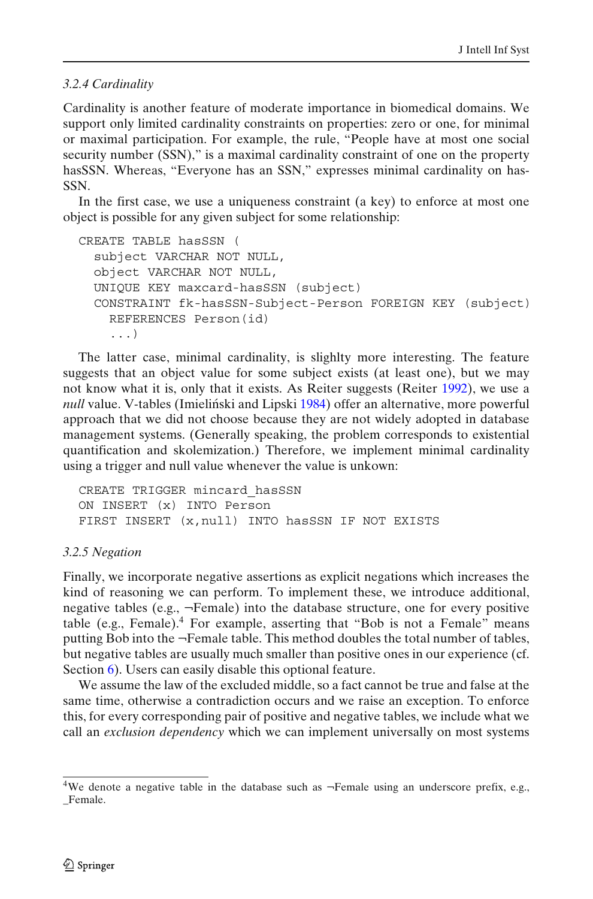#### 3.2.4 Cardinality

Cardinality is another feature of moderate importance in biomedical domains. We support only limited cardinality constraints on properties: zero or one, for minimal or maximal participation. For example, the rule, "People have at most one social security number (SSN)," is a maximal cardinality constraint of one on the property hasSSN. Whereas, "Everyone has an SSN," expresses minimal cardinality on hasSSN.

In the first case, we use a uniqueness constraint (a key) to enforce at most one object is possible for any given subject for some relationship:

```
CREATE TABLE hasSSN (
  subject VARCHAR NOT NULL,
  object VARCHAR NOT NULL,
  UNIQUE KEY maxcard-hasSSN (subject)
  CONSTRAINT fk-hasSSN-Subject-Person FOREIGN KEY (subject)
    REFERENCES Person(id)
    ...)
```

The latter case, minimal cardinality, is slightly more interesting. The feature suggests that an object value for some subject exists (at least one), but we may not know what it is, only that it exists. As Reiter suggests (Reiter 1992), we use a *null* value. V-tables (Imieliński and Lipski 1984) offer an alternative, more powerful approach that we did not choose because they are not widely adopted in database management systems. (Generally speaking, the problem corresponds to existential quantification and skolemization.) Therefore, we implement minimal cardinality using a trigger and null value whenever the value is unkown:

```
CREATE TRIGGER mincard_hasSSN
ON INSERT (x) INTO Person
FIRST INSERT (x,null) INTO hasSSN IF NOT EXISTS
```

#### 3.2.5 Negation

Finally, we incorporate negative assertions as explicit negations which increases the kind of reasoning we can perform. To implement these, we introduce additional, negative tables (e.g., ¬Female) into the database structure, one for every positive table (e.g., Female).[4] For example, asserting that "Bob is not a Female" means putting Bob into the ¬Female table. This method doubles the total number of tables, but negative tables are usually much smaller than positive ones in our experience (cf. Section 6). Users can easily disable this optional feature.

We assume the law of the excluded middle, so a fact cannot be true and false at the same time, otherwise a contradiction occurs and we raise an exception. To enforce this, for every corresponding pair of positive and negative tables, we include what we call an *exclusion dependency* which we can implement universally on most systems

[4] We denote a negative table in the database such as ¬Female using an underscore prefix, e.g., _Female.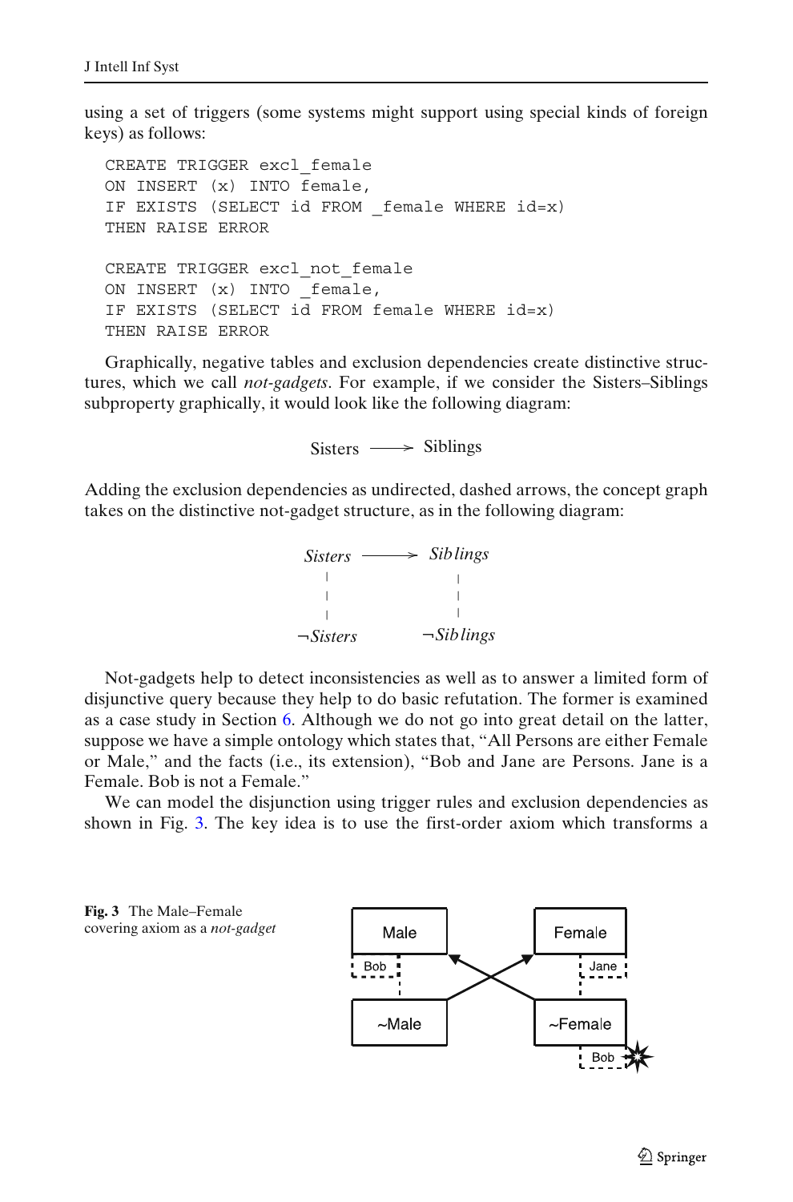using a set of triggers (some systems might support using special kinds of foreign keys) as follows:

```
CREATE TRIGGER excl_female
ON INSERT (x) INTO female,
IF EXISTS (SELECT id FROM _female WHERE id=x)
THEN RAISE ERROR

CREATE TRIGGER excl_not_female
ON INSERT (x) INTO _female,
IF EXISTS (SELECT id FROM female WHERE id=x)
THEN RAISE ERROR
```

Graphically, negative tables and exclusion dependencies create distinctive structures, which we call *not-gadgets*. For example, if we consider the Sisters–Siblings subproperty graphically, it would look like the following diagram:

$$\text{Sisters} \longrightarrow \text{Siblings}$$

Adding the exclusion dependencies as undirected, dashed arrows, the concept graph takes on the distinctive not-gadget structure, as in the following diagram:

$$\begin{array}{ccc} \textit{Sisters} & \longrightarrow & \textit{Siblings} \\ \vdots & & \vdots \\ \neg \textit{Sisters} & & \neg \textit{Siblings} \end{array}$$

Not-gadgets help to detect inconsistencies as well as to answer a limited form of disjunctive query because they help to do basic refutation. The former is examined as a case study in Section 6. Although we do not go into great detail on the latter, suppose we have a simple ontology which states that, "All Persons are either Female or Male," and the facts (i.e., its extension), "Bob and Jane are Persons. Jane is a Female. Bob is not a Female."

We can model the disjunction using trigger rules and exclusion dependencies as shown in Fig. 3. The key idea is to use the first-order axiom which transforms a

**Fig. 3** The Male–Female covering axiom as a *not-gadget*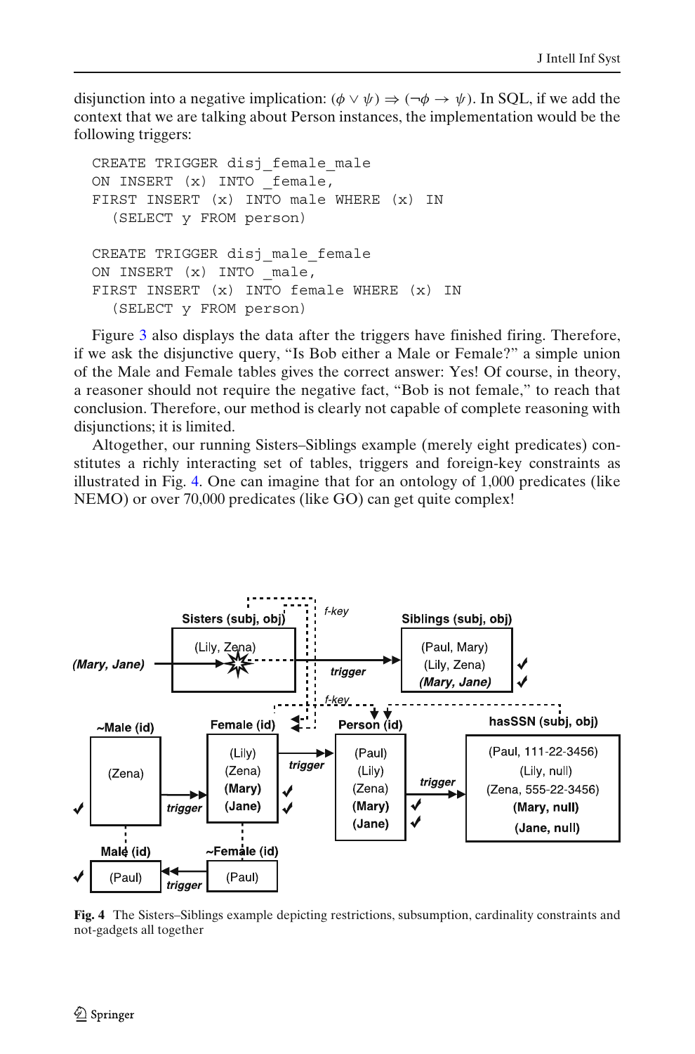disjunction into a negative implication: $(\phi \vee \psi) \Rightarrow (\neg\phi \rightarrow \psi)$. In SQL, if we add the context that we are talking about Person instances, the implementation would be the following triggers:

```
CREATE TRIGGER disj_female_male
ON INSERT (x) INTO _female,
FIRST INSERT (x) INTO male WHERE (x) IN
  (SELECT y FROM person)

CREATE TRIGGER disj_male_female
ON INSERT (x) INTO _male,
FIRST INSERT (x) INTO female WHERE (x) IN
  (SELECT y FROM person)
```

Figure 3 also displays the data after the triggers have finished firing. Therefore, if we ask the disjunctive query, "Is Bob either a Male or Female?" a simple union of the Male and Female tables gives the correct answer: Yes! Of course, in theory, a reasoner should not require the negative fact, "Bob is not female," to reach that conclusion. Therefore, our method is clearly not capable of complete reasoning with disjunctions; it is limited.

Altogether, our running Sisters–Siblings example (merely eight predicates) constitutes a richly interacting set of tables, triggers and foreign-key constraints as illustrated in Fig. 4. One can imagine that for an ontology of 1,000 predicates (like NEMO) or over 70,000 predicates (like GO) can get quite complex!

**Fig. 4** The Sisters–Siblings example depicting restrictions, subsumption, cardinality constraints and not-gadgets all together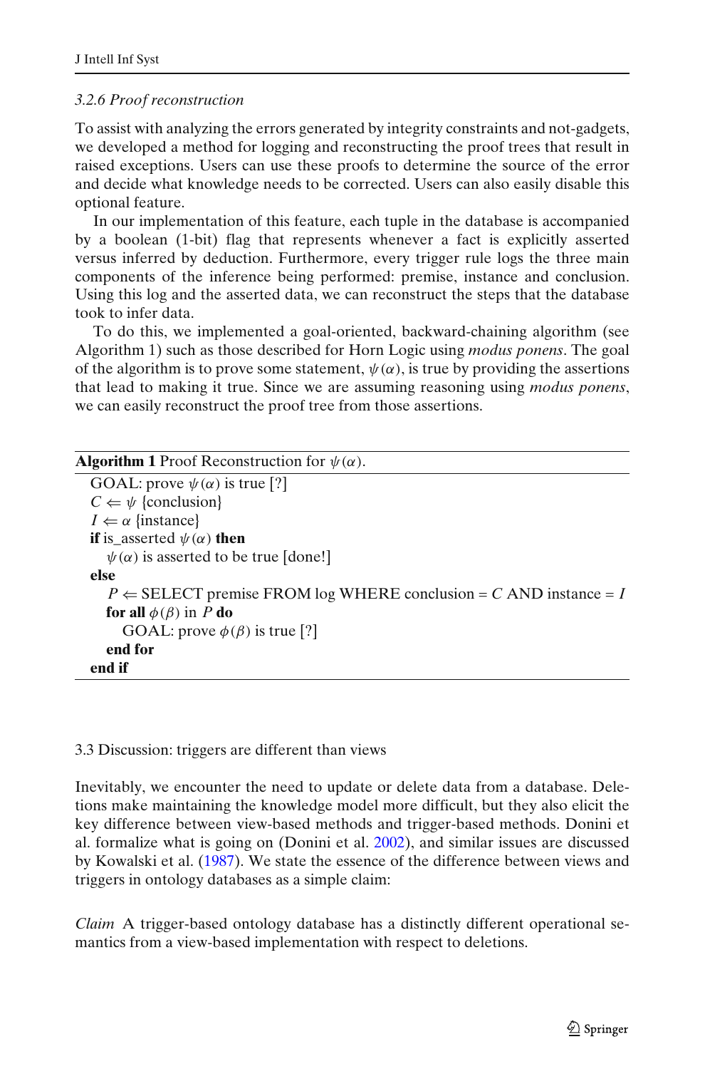#### 3.2.6 Proof reconstruction

To assist with analyzing the errors generated by integrity constraints and not-gadgets, we developed a method for logging and reconstructing the proof trees that result in raised exceptions. Users can use these proofs to determine the source of the error and decide what knowledge needs to be corrected. Users can also easily disable this optional feature.

In our implementation of this feature, each tuple in the database is accompanied by a boolean (1-bit) flag that represents whenever a fact is explicitly asserted versus inferred by deduction. Furthermore, every trigger rule logs the three main components of the inference being performed: premise, instance and conclusion. Using this log and the asserted data, we can reconstruct the steps that the database took to infer data.

To do this, we implemented a goal-oriented, backward-chaining algorithm (see Algorithm 1) such as those described for Horn Logic using *modus ponens*. The goal of the algorithm is to prove some statement, $\psi(\alpha)$, is true by providing the assertions that lead to making it true. Since we are assuming reasoning using *modus ponens*, we can easily reconstruct the proof tree from those assertions.

**Algorithm 1** Proof Reconstruction for $\psi(\alpha)$.

```
GOAL: prove ψ(α) is true [?]
C ⇐ ψ {conclusion}
I ⇐ α {instance}
if is_asserted ψ(α) then
  ψ(α) is asserted to be true [done!]
else
  P ⇐ SELECT premise FROM log WHERE conclusion = C AND instance = I
  for all φ(β) in P do
    GOAL: prove φ(β) is true [?]
  end for
end if
```

### 3.3 Discussion: triggers are different than views

Inevitably, we encounter the need to update or delete data from a database. Deletions make maintaining the knowledge model more difficult, but they also elicit the key difference between view-based methods and trigger-based methods. Donini et al. formalize what is going on (Donini et al. 2002), and similar issues are discussed by Kowalski et al. (1987). We state the essence of the difference between views and triggers in ontology databases as a simple claim:

*Claim* A trigger-based ontology database has a distinctly different operational semantics from a view-based implementation with respect to deletions.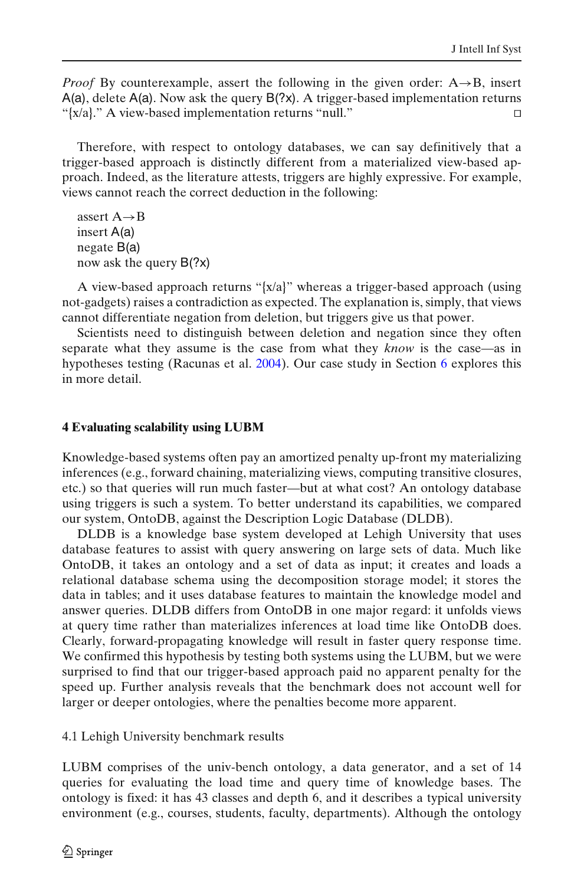*Proof* By counterexample, assert the following in the given order: A→B, insert A(a), delete A(a). Now ask the query B(?x). A trigger-based implementation returns "{x/a}." A view-based implementation returns "null." □

Therefore, with respect to ontology databases, we can say definitively that a trigger-based approach is distinctly different from a materialized view-based approach. Indeed, as the literature attests, triggers are highly expressive. For example, views cannot reach the correct deduction in the following:

assert A→B
insert A(a)
negate B(a)
now ask the query B(?x)

A view-based approach returns "{x/a}" whereas a trigger-based approach (using not-gadgets) raises a contradiction as expected. The explanation is, simply, that views cannot differentiate negation from deletion, but triggers give us that power.

Scientists need to distinguish between deletion and negation since they often separate what they assume is the case from what they *know* is the case—as in hypotheses testing (Racunas et al. 2004). Our case study in Section 6 explores this in more detail.

## 4 Evaluating scalability using LUBM

Knowledge-based systems often pay an amortized penalty up-front my materializing inferences (e.g., forward chaining, materializing views, computing transitive closures, etc.) so that queries will run much faster—but at what cost? An ontology database using triggers is such a system. To better understand its capabilities, we compared our system, OntoDB, against the Description Logic Database (DLDB).

DLDB is a knowledge base system developed at Lehigh University that uses database features to assist with query answering on large sets of data. Much like OntoDB, it takes an ontology and a set of data as input; it creates and loads a relational database schema using the decomposition storage model; it stores the data in tables; and it uses database features to maintain the knowledge model and answer queries. DLDB differs from OntoDB in one major regard: it unfolds views at query time rather than materializes inferences at load time like OntoDB does. Clearly, forward-propagating knowledge will result in faster query response time. We confirmed this hypothesis by testing both systems using the LUBM, but we were surprised to find that our trigger-based approach paid no apparent penalty for the speed up. Further analysis reveals that the benchmark does not account well for larger or deeper ontologies, where the penalties become more apparent.

### 4.1 Lehigh University benchmark results

LUBM comprises of the univ-bench ontology, a data generator, and a set of 14 queries for evaluating the load time and query time of knowledge bases. The ontology is fixed: it has 43 classes and depth 6, and it describes a typical university environment (e.g., courses, students, faculty, departments). Although the ontology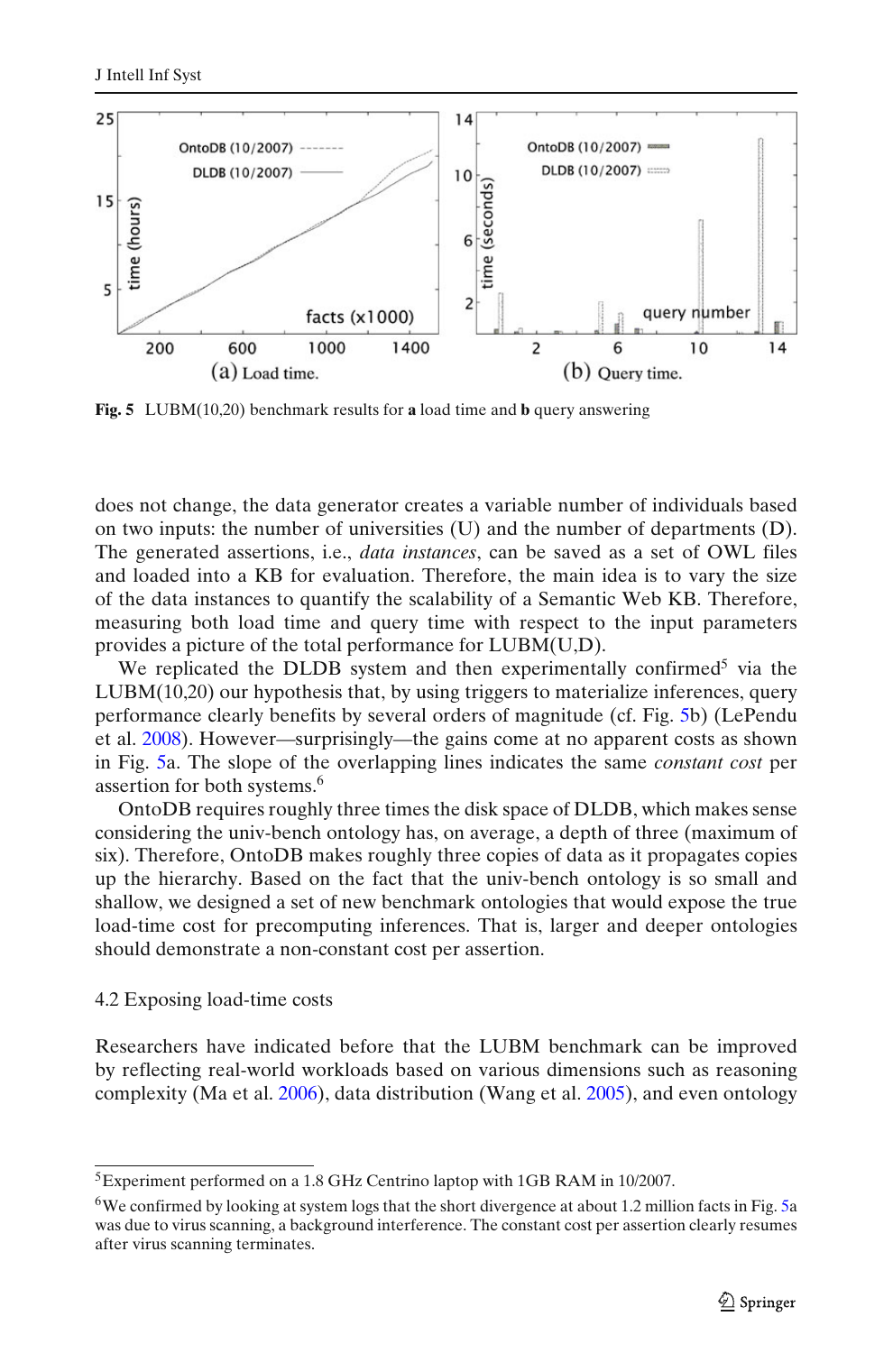Fig. 5 LUBM(10,20) benchmark results for **a** load time and **b** query answering

does not change, the data generator creates a variable number of individuals based on two inputs: the number of universities (U) and the number of departments (D). The generated assertions, i.e., *data instances*, can be saved as a set of OWL files and loaded into a KB for evaluation. Therefore, the main idea is to vary the size of the data instances to quantify the scalability of a Semantic Web KB. Therefore, measuring both load time and query time with respect to the input parameters provides a picture of the total performance for LUBM(U,D).

We replicated the DLDB system and then experimentally confirmed[5] via the LUBM(10,20) our hypothesis that, by using triggers to materialize inferences, query performance clearly benefits by several orders of magnitude (cf. Fig. 5b) (LePendu et al. 2008). However—surprisingly—the gains come at no apparent costs as shown in Fig. 5a. The slope of the overlapping lines indicates the same *constant cost* per assertion for both systems.[6]

OntoDB requires roughly three times the disk space of DLDB, which makes sense considering the univ-bench ontology has, on average, a depth of three (maximum of six). Therefore, OntoDB makes roughly three copies of data as it propagates copies up the hierarchy. Based on the fact that the univ-bench ontology is so small and shallow, we designed a set of new benchmark ontologies that would expose the true load-time cost for precomputing inferences. That is, larger and deeper ontologies should demonstrate a non-constant cost per assertion.

## 4.2 Exposing load-time costs

Researchers have indicated before that the LUBM benchmark can be improved by reflecting real-world workloads based on various dimensions such as reasoning complexity (Ma et al. 2006), data distribution (Wang et al. 2005), and even ontology

[5] Experiment performed on a 1.8 GHz Centrino laptop with 1GB RAM in 10/2007.

[6] We confirmed by looking at system logs that the short divergence at about 1.2 million facts in Fig. 5a was due to virus scanning, a background interference. The constant cost per assertion clearly resumes after virus scanning terminates.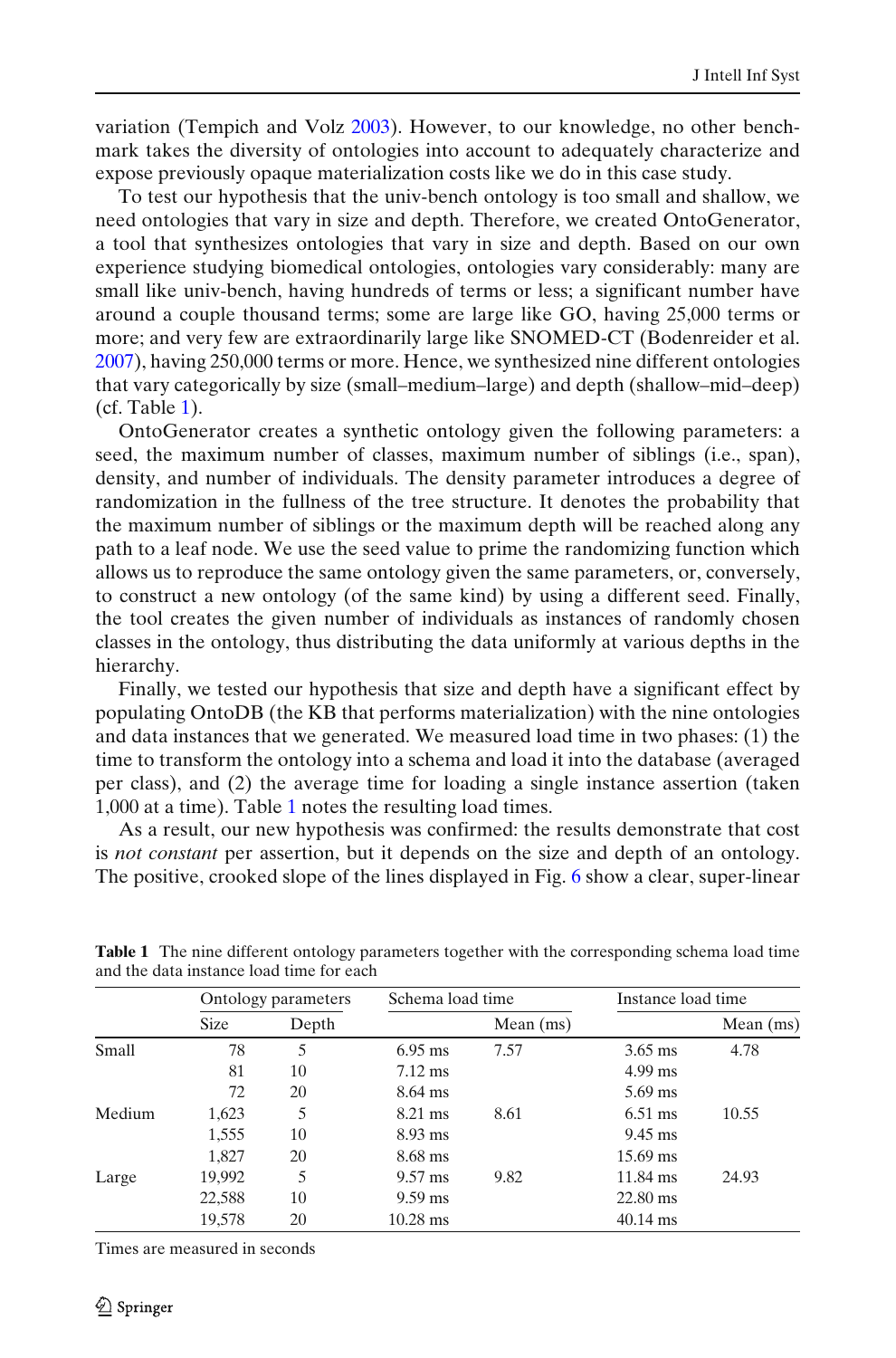variation (Tempich and Volz 2003). However, to our knowledge, no other benchmark takes the diversity of ontologies into account to adequately characterize and expose previously opaque materialization costs like we do in this case study.

To test our hypothesis that the univ-bench ontology is too small and shallow, we need ontologies that vary in size and depth. Therefore, we created OntoGenerator, a tool that synthesizes ontologies that vary in size and depth. Based on our own experience studying biomedical ontologies, ontologies vary considerably: many are small like univ-bench, having hundreds of terms or less; a significant number have around a couple thousand terms; some are large like GO, having 25,000 terms or more; and very few are extraordinarily large like SNOMED-CT (Bodenreider et al. 2007), having 250,000 terms or more. Hence, we synthesized nine different ontologies that vary categorically by size (small–medium–large) and depth (shallow–mid–deep) (cf. Table 1).

OntoGenerator creates a synthetic ontology given the following parameters: a seed, the maximum number of classes, maximum number of siblings (i.e., span), density, and number of individuals. The density parameter introduces a degree of randomization in the fullness of the tree structure. It denotes the probability that the maximum number of siblings or the maximum depth will be reached along any path to a leaf node. We use the seed value to prime the randomizing function which allows us to reproduce the same ontology given the same parameters, or, conversely, to construct a new ontology (of the same kind) by using a different seed. Finally, the tool creates the given number of individuals as instances of randomly chosen classes in the ontology, thus distributing the data uniformly at various depths in the hierarchy.

Finally, we tested our hypothesis that size and depth have a significant effect by populating OntoDB (the KB that performs materialization) with the nine ontologies and data instances that we generated. We measured load time in two phases: (1) the time to transform the ontology into a schema and load it into the database (averaged per class), and (2) the average time for loading a single instance assertion (taken 1,000 at a time). Table 1 notes the resulting load times.

As a result, our new hypothesis was confirmed: the results demonstrate that cost is *not constant* per assertion, but it depends on the size and depth of an ontology. The positive, crooked slope of the lines displayed in Fig. 6 show a clear, super-linear

**Table 1** The nine different ontology parameters together with the corresponding schema load time and the data instance load time for each

| | Ontology parameters | | Schema load time | | Instance load time | |
|---|---|---|---|---|---|---|
| | Size | Depth | | Mean (ms) | | Mean (ms) |
| Small | 78 | 5 | 6.95 ms | 7.57 | 3.65 ms | 4.78 |
| | 81 | 10 | 7.12 ms | | 4.99 ms | |
| | 72 | 20 | 8.64 ms | | 5.69 ms | |
| Medium | 1,623 | 5 | 8.21 ms | 8.61 | 6.51 ms | 10.55 |
| | 1,555 | 10 | 8.93 ms | | 9.45 ms | |
| | 1,827 | 20 | 8.68 ms | | 15.69 ms | |
| Large | 19,992 | 5 | 9.57 ms | 9.82 | 11.84 ms | 24.93 |
| | 22,588 | 10 | 9.59 ms | | 22.80 ms | |
| | 19,578 | 20 | 10.28 ms | | 40.14 ms | |

Times are measured in seconds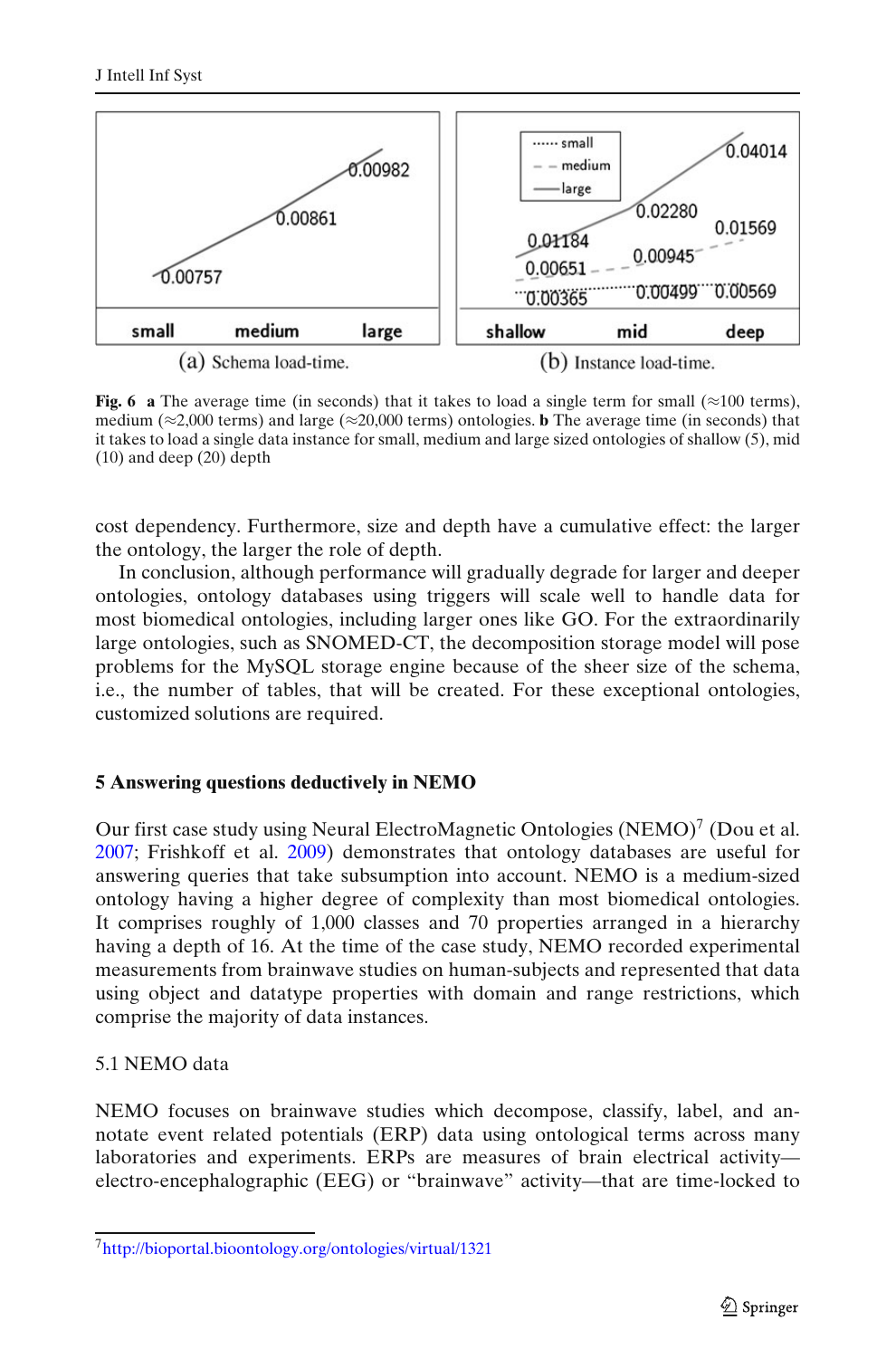**Fig. 6** **a** The average time (in seconds) that it takes to load a single term for small (≈100 terms), medium (≈2,000 terms) and large (≈20,000 terms) ontologies. **b** The average time (in seconds) that it takes to load a single data instance for small, medium and large sized ontologies of shallow (5), mid (10) and deep (20) depth

cost dependency. Furthermore, size and depth have a cumulative effect: the larger the ontology, the larger the role of depth.

In conclusion, although performance will gradually degrade for larger and deeper ontologies, ontology databases using triggers will scale well to handle data for most biomedical ontologies, including larger ones like GO. For the extraordinarily large ontologies, such as SNOMED-CT, the decomposition storage model will pose problems for the MySQL storage engine because of the sheer size of the schema, i.e., the number of tables, that will be created. For these exceptional ontologies, customized solutions are required.

## 5 Answering questions deductively in NEMO

Our first case study using Neural ElectroMagnetic Ontologies (NEMO)[7] (Dou et al. 2007; Frishkoff et al. 2009) demonstrates that ontology databases are useful for answering queries that take subsumption into account. NEMO is a medium-sized ontology having a higher degree of complexity than most biomedical ontologies. It comprises roughly of 1,000 classes and 70 properties arranged in a hierarchy having a depth of 16. At the time of the case study, NEMO recorded experimental measurements from brainwave studies on human-subjects and represented that data using object and datatype properties with domain and range restrictions, which comprise the majority of data instances.

### 5.1 NEMO data

NEMO focuses on brainwave studies which decompose, classify, label, and annotate event related potentials (ERP) data using ontological terms across many laboratories and experiments. ERPs are measures of brain electrical activity—electro-encephalographic (EEG) or "brainwave" activity—that are time-locked to

[7] http://bioportal.bioontology.org/ontologies/virtual/1321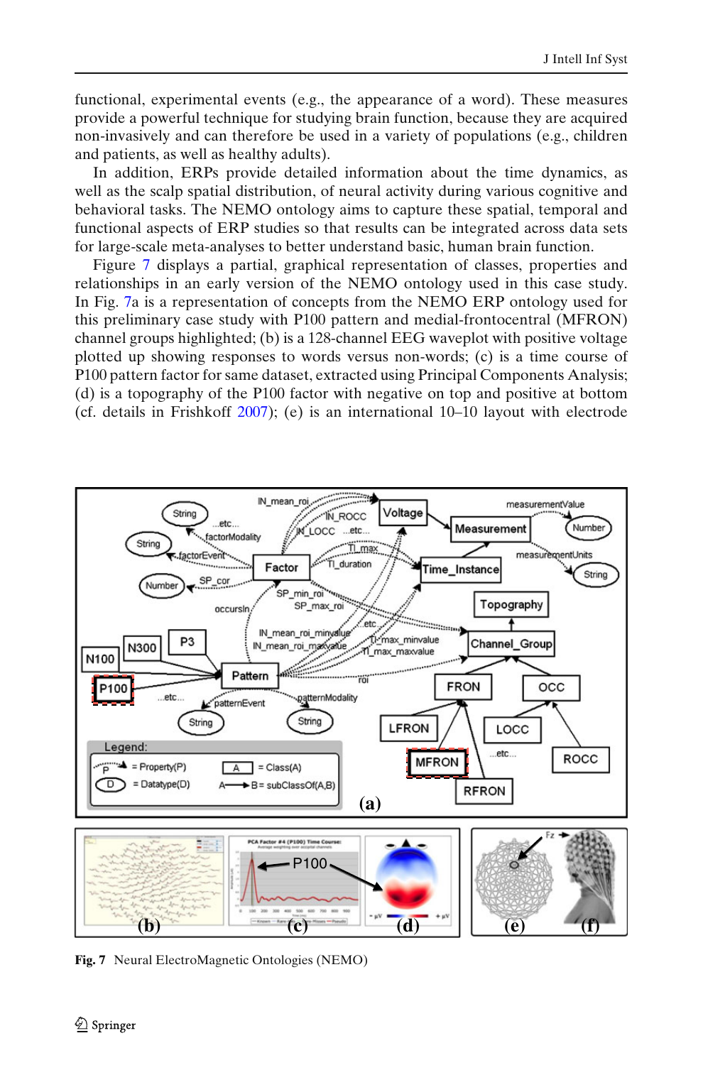functional, experimental events (e.g., the appearance of a word). These measures provide a powerful technique for studying brain function, because they are acquired non-invasively and can therefore be used in a variety of populations (e.g., children and patients, as well as healthy adults).

In addition, ERPs provide detailed information about the time dynamics, as well as the scalp spatial distribution, of neural activity during various cognitive and behavioral tasks. The NEMO ontology aims to capture these spatial, temporal and functional aspects of ERP studies so that results can be integrated across data sets for large-scale meta-analyses to better understand basic, human brain function.

Figure 7 displays a partial, graphical representation of classes, properties and relationships in an early version of the NEMO ontology used in this case study. In Fig. 7a is a representation of concepts from the NEMO ERP ontology used for this preliminary case study with P100 pattern and medial-frontocentral (MFRON) channel groups highlighted; (b) is a 128-channel EEG waveplot with positive voltage plotted up showing responses to words versus non-words; (c) is a time course of P100 pattern factor for same dataset, extracted using Principal Components Analysis; (d) is a topography of the P100 factor with negative on top and positive at bottom (cf. details in Frishkoff 2007); (e) is an international 10–10 layout with electrode

**Fig. 7** Neural ElectroMagnetic Ontologies (NEMO)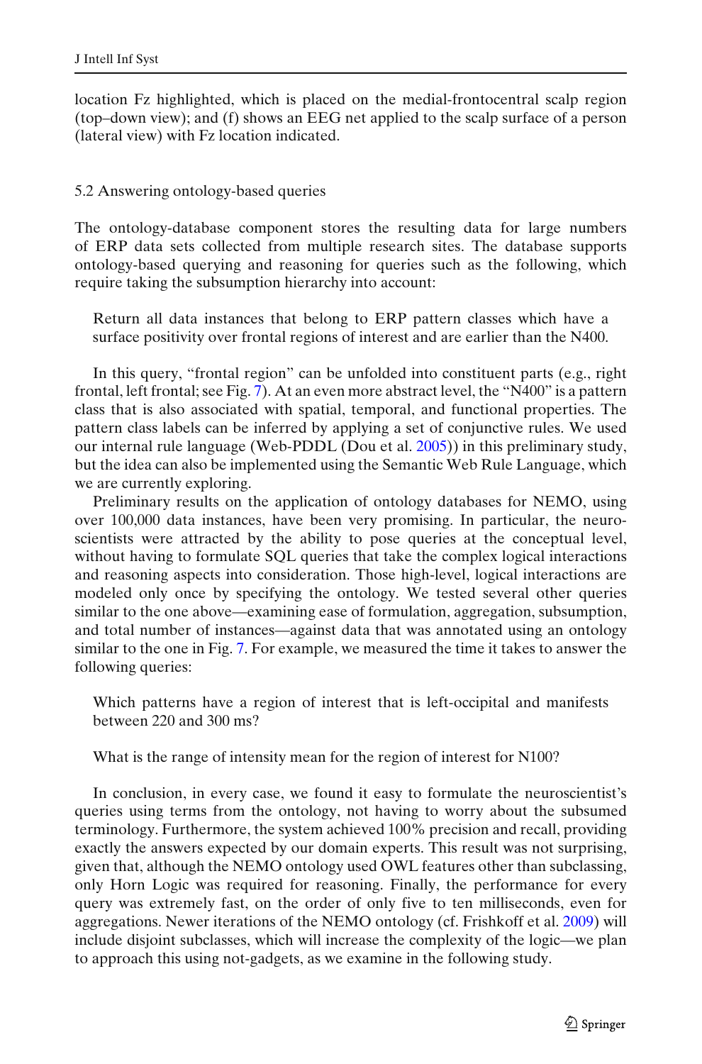location Fz highlighted, which is placed on the medial-frontocentral scalp region (top–down view); and (f) shows an EEG net applied to the scalp surface of a person (lateral view) with Fz location indicated.

### 5.2 Answering ontology-based queries

The ontology-database component stores the resulting data for large numbers of ERP data sets collected from multiple research sites. The database supports ontology-based querying and reasoning for queries such as the following, which require taking the subsumption hierarchy into account:

> Return all data instances that belong to ERP pattern classes which have a surface positivity over frontal regions of interest and are earlier than the N400.

In this query, "frontal region" can be unfolded into constituent parts (e.g., right frontal, left frontal; see Fig. 7). At an even more abstract level, the "N400" is a pattern class that is also associated with spatial, temporal, and functional properties. The pattern class labels can be inferred by applying a set of conjunctive rules. We used our internal rule language (Web-PDDL (Dou et al. 2005)) in this preliminary study, but the idea can also be implemented using the Semantic Web Rule Language, which we are currently exploring.

Preliminary results on the application of ontology databases for NEMO, using over 100,000 data instances, have been very promising. In particular, the neuroscientists were attracted by the ability to pose queries at the conceptual level, without having to formulate SQL queries that take the complex logical interactions and reasoning aspects into consideration. Those high-level, logical interactions are modeled only once by specifying the ontology. We tested several other queries similar to the one above—examining ease of formulation, aggregation, subsumption, and total number of instances—against data that was annotated using an ontology similar to the one in Fig. 7. For example, we measured the time it takes to answer the following queries:

> Which patterns have a region of interest that is left-occipital and manifests between 220 and 300 ms?

> What is the range of intensity mean for the region of interest for N100?

In conclusion, in every case, we found it easy to formulate the neuroscientist's queries using terms from the ontology, not having to worry about the subsumed terminology. Furthermore, the system achieved 100% precision and recall, providing exactly the answers expected by our domain experts. This result was not surprising, given that, although the NEMO ontology used OWL features other than subclassing, only Horn Logic was required for reasoning. Finally, the performance for every query was extremely fast, on the order of only five to ten milliseconds, even for aggregations. Newer iterations of the NEMO ontology (cf. Frishkoff et al. 2009) will include disjoint subclasses, which will increase the complexity of the logic—we plan to approach this using not-gadgets, as we examine in the following study.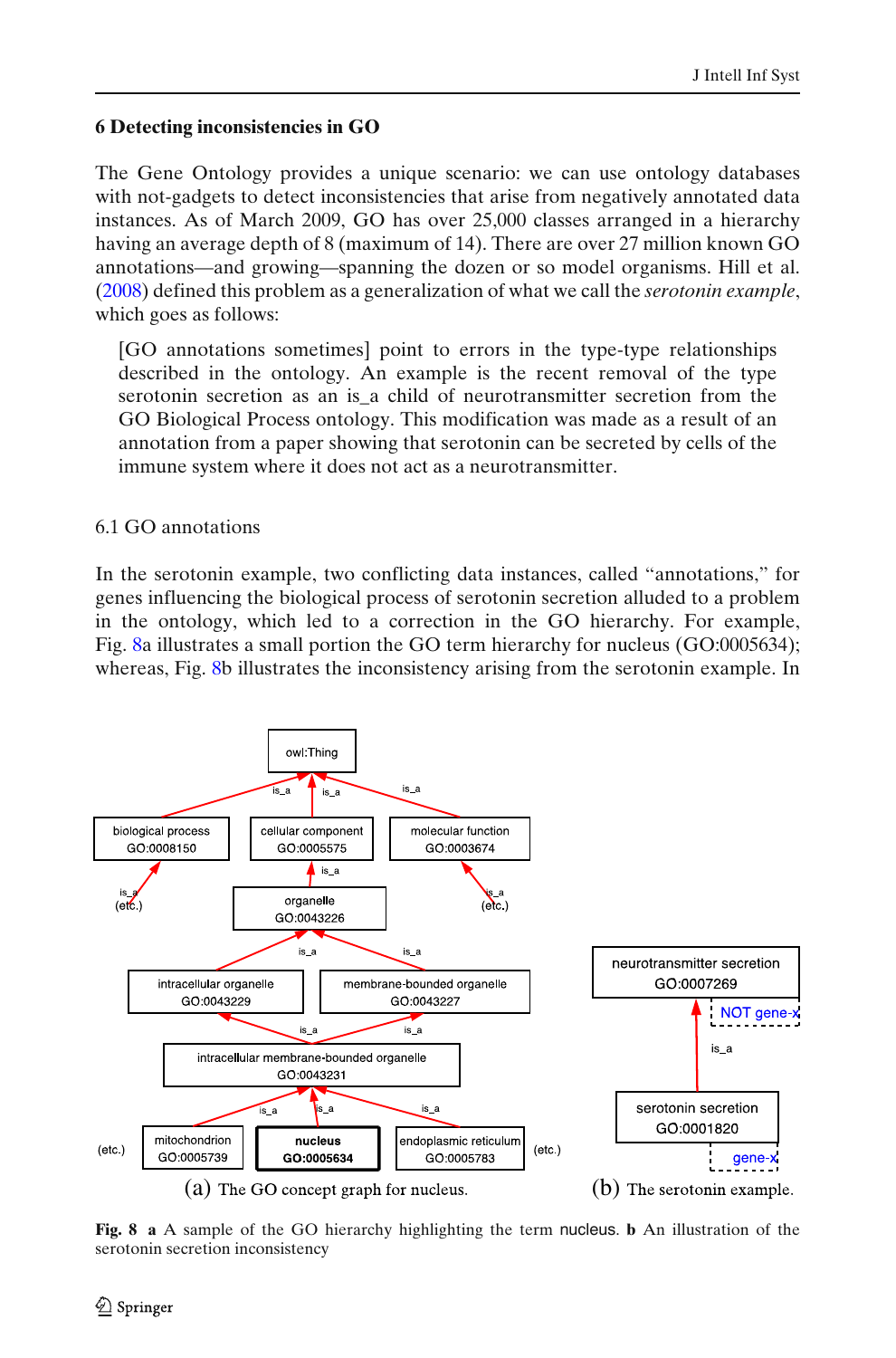## 6 Detecting inconsistencies in GO

The Gene Ontology provides a unique scenario: we can use ontology databases with not-gadgets to detect inconsistencies that arise from negatively annotated data instances. As of March 2009, GO has over 25,000 classes arranged in a hierarchy having an average depth of 8 (maximum of 14). There are over 27 million known GO annotations—and growing—spanning the dozen or so model organisms. Hill et al. (2008) defined this problem as a generalization of what we call the *serotonin example*, which goes as follows:

> [GO annotations sometimes] point to errors in the type-type relationships described in the ontology. An example is the recent removal of the type serotonin secretion as an is_a child of neurotransmitter secretion from the GO Biological Process ontology. This modification was made as a result of an annotation from a paper showing that serotonin can be secreted by cells of the immune system where it does not act as a neurotransmitter.

### 6.1 GO annotations

In the serotonin example, two conflicting data instances, called "annotations," for genes influencing the biological process of serotonin secretion alluded to a problem in the ontology, which led to a correction in the GO hierarchy. For example, Fig. 8a illustrates a small portion the GO term hierarchy for nucleus (GO:0005634); whereas, Fig. 8b illustrates the inconsistency arising from the serotonin example. In

(a) The GO concept graph for nucleus.

(b) The serotonin example.

**Fig. 8** **a** A sample of the GO hierarchy highlighting the term nucleus. **b** An illustration of the serotonin secretion inconsistency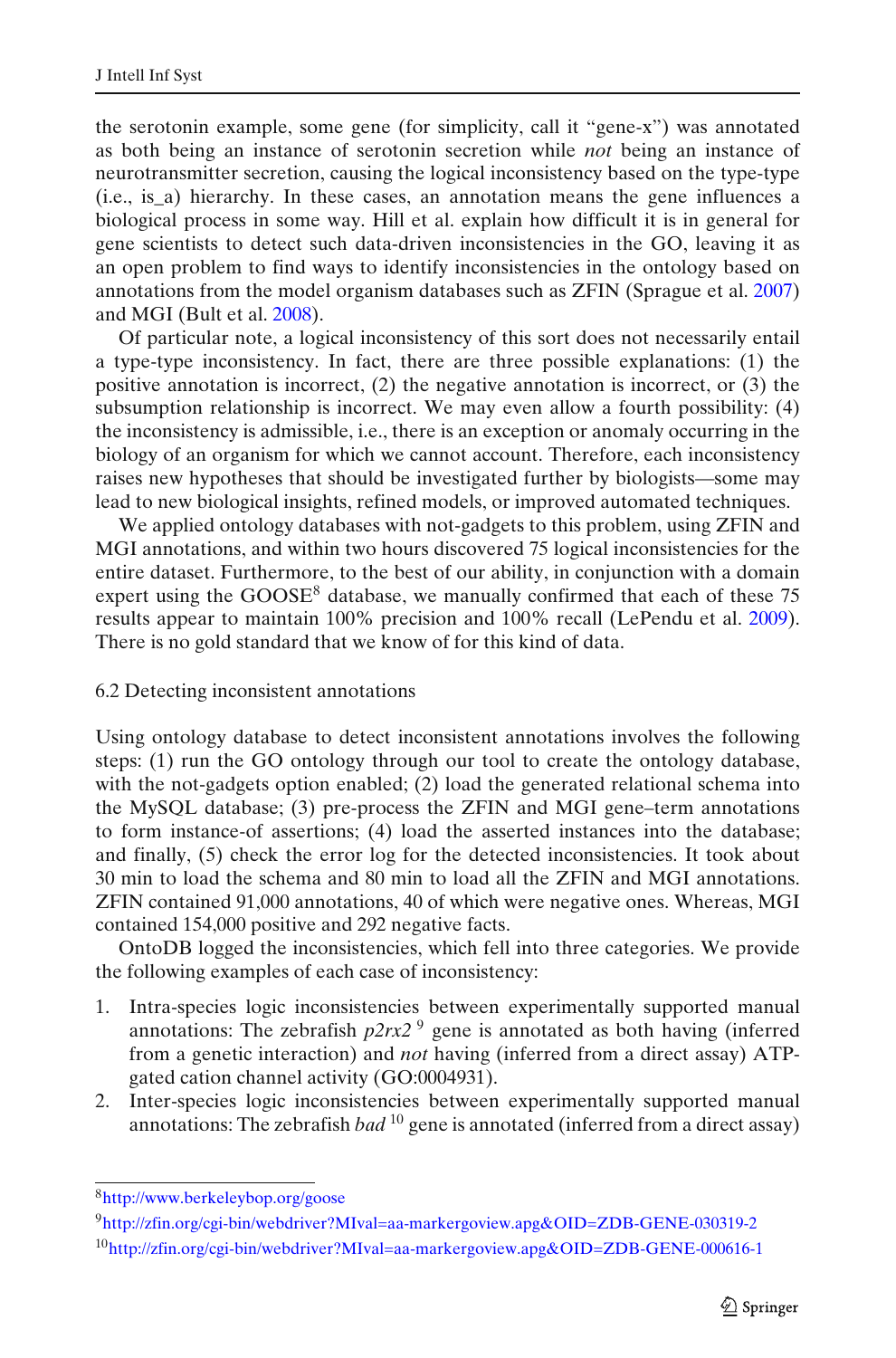the serotonin example, some gene (for simplicity, call it "gene-x") was annotated as both being an instance of serotonin secretion while *not* being an instance of neurotransmitter secretion, causing the logical inconsistency based on the type-type (i.e., is_a) hierarchy. In these cases, an annotation means the gene influences a biological process in some way. Hill et al. explain how difficult it is in general for gene scientists to detect such data-driven inconsistencies in the GO, leaving it as an open problem to find ways to identify inconsistencies in the ontology based on annotations from the model organism databases such as ZFIN (Sprague et al. 2007) and MGI (Bult et al. 2008).

Of particular note, a logical inconsistency of this sort does not necessarily entail a type-type inconsistency. In fact, there are three possible explanations: (1) the positive annotation is incorrect, (2) the negative annotation is incorrect, or (3) the subsumption relationship is incorrect. We may even allow a fourth possibility: (4) the inconsistency is admissible, i.e., there is an exception or anomaly occurring in the biology of an organism for which we cannot account. Therefore, each inconsistency raises new hypotheses that should be investigated further by biologists—some may lead to new biological insights, refined models, or improved automated techniques.

We applied ontology databases with not-gadgets to this problem, using ZFIN and MGI annotations, and within two hours discovered 75 logical inconsistencies for the entire dataset. Furthermore, to the best of our ability, in conjunction with a domain expert using the GOOSE[8] database, we manually confirmed that each of these 75 results appear to maintain 100% precision and 100% recall (LePendu et al. 2009). There is no gold standard that we know of for this kind of data.

### 6.2 Detecting inconsistent annotations

Using ontology database to detect inconsistent annotations involves the following steps: (1) run the GO ontology through our tool to create the ontology database, with the not-gadgets option enabled; (2) load the generated relational schema into the MySQL database; (3) pre-process the ZFIN and MGI gene–term annotations to form instance-of assertions; (4) load the asserted instances into the database; and finally, (5) check the error log for the detected inconsistencies. It took about 30 min to load the schema and 80 min to load all the ZFIN and MGI annotations. ZFIN contained 91,000 annotations, 40 of which were negative ones. Whereas, MGI contained 154,000 positive and 292 negative facts.

OntoDB logged the inconsistencies, which fell into three categories. We provide the following examples of each case of inconsistency:

1. Intra-species logic inconsistencies between experimentally supported manual annotations: The zebrafish *p2rx2*[9] gene is annotated as both having (inferred from a genetic interaction) and *not* having (inferred from a direct assay) ATP-gated cation channel activity (GO:0004931).
2. Inter-species logic inconsistencies between experimentally supported manual annotations: The zebrafish *bad*[10] gene is annotated (inferred from a direct assay)

[8] http://www.berkeleybop.org/goose

[9] http://zfin.org/cgi-bin/webdriver?MIval=aa-markergoview.apg&OID=ZDB-GENE-030319-2

[10] http://zfin.org/cgi-bin/webdriver?MIval=aa-markergoview.apg&OID=ZDB-GENE-000616-1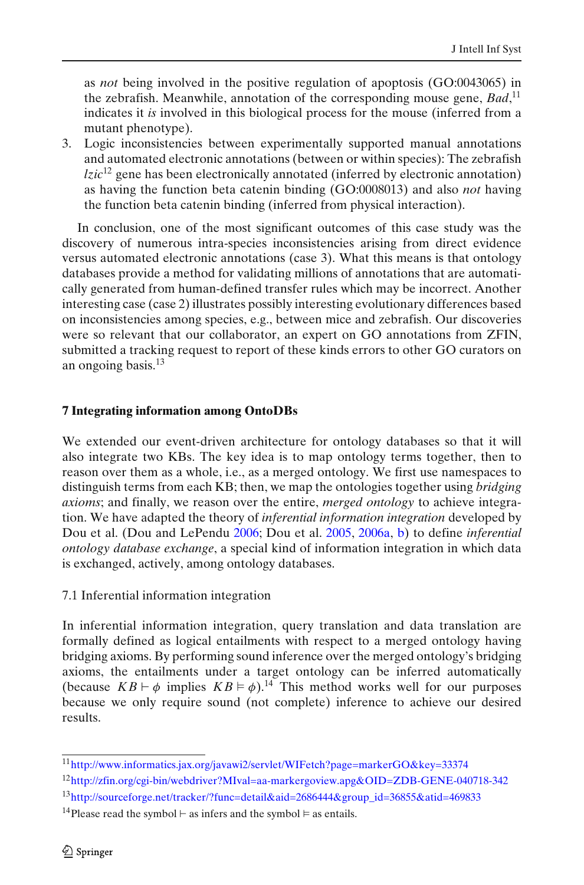as *not* being involved in the positive regulation of apoptosis (GO:0043065) in the zebrafish. Meanwhile, annotation of the corresponding mouse gene, *Bad*,[11] indicates it *is* involved in this biological process for the mouse (inferred from a mutant phenotype).

3. Logic inconsistencies between experimentally supported manual annotations and automated electronic annotations (between or within species): The zebrafish *lzic*[12] gene has been electronically annotated (inferred by electronic annotation) as having the function beta catenin binding (GO:0008013) and also *not* having the function beta catenin binding (inferred from physical interaction).

In conclusion, one of the most significant outcomes of this case study was the discovery of numerous intra-species inconsistencies arising from direct evidence versus automated electronic annotations (case 3). What this means is that ontology databases provide a method for validating millions of annotations that are automatically generated from human-defined transfer rules which may be incorrect. Another interesting case (case 2) illustrates possibly interesting evolutionary differences based on inconsistencies among species, e.g., between mice and zebrafish. Our discoveries were so relevant that our collaborator, an expert on GO annotations from ZFIN, submitted a tracking request to report of these kinds errors to other GO curators on an ongoing basis.[13]

## 7 Integrating information among OntoDBs

We extended our event-driven architecture for ontology databases so that it will also integrate two KBs. The key idea is to map ontology terms together, then to reason over them as a whole, i.e., as a merged ontology. We first use namespaces to distinguish terms from each KB; then, we map the ontologies together using *bridging axioms*; and finally, we reason over the entire, *merged ontology* to achieve integration. We have adapted the theory of *inferential information integration* developed by Dou et al. (Dou and LePendu 2006; Dou et al. 2005, 2006a, b) to define *inferential ontology database exchange*, a special kind of information integration in which data is exchanged, actively, among ontology databases.

### 7.1 Inferential information integration

In inferential information integration, query translation and data translation are formally defined as logical entailments with respect to a merged ontology having bridging axioms. By performing sound inference over the merged ontology's bridging axioms, the entailments under a target ontology can be inferred automatically (because $KB \vdash \phi$ implies $KB \vDash \phi$).[14] This method works well for our purposes because we only require sound (not complete) inference to achieve our desired results.

---

[11] http://www.informatics.jax.org/javawi2/servlet/WIFetch?page=markerGO&key=33374

[12] http://zfin.org/cgi-bin/webdriver?MIval=aa-markergoview.apg&OID=ZDB-GENE-040718-342

[13] http://sourceforge.net/tracker/?func=detail&aid=2686444&group_id=36855&atid=469833

[14] Please read the symbol $\vdash$ as infers and the symbol $\vDash$ as entails.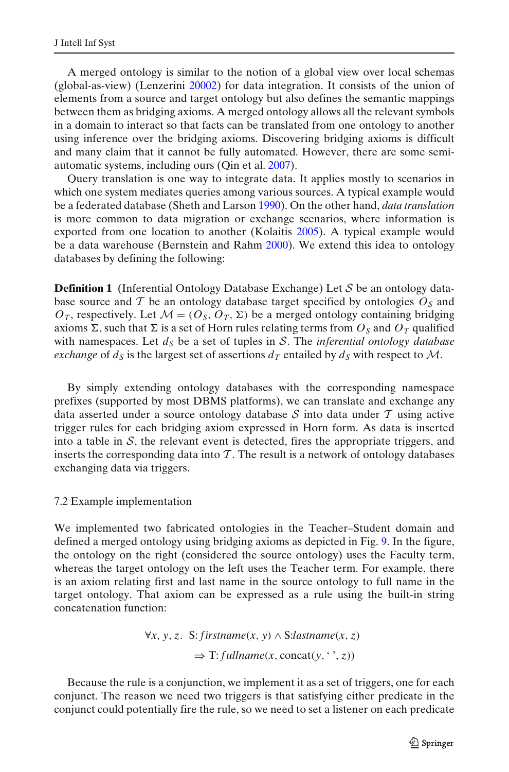A merged ontology is similar to the notion of a global view over local schemas (global-as-view) (Lenzerini 20002) for data integration. It consists of the union of elements from a source and target ontology but also defines the semantic mappings between them as bridging axioms. A merged ontology allows all the relevant symbols in a domain to interact so that facts can be translated from one ontology to another using inference over the bridging axioms. Discovering bridging axioms is difficult and many claim that it cannot be fully automated. However, there are some semi-automatic systems, including ours (Qin et al. 2007).

Query translation is one way to integrate data. It applies mostly to scenarios in which one system mediates queries among various sources. A typical example would be a federated database (Sheth and Larson 1990). On the other hand, *data translation* is more common to data migration or exchange scenarios, where information is exported from one location to another (Kolaitis 2005). A typical example would be a data warehouse (Bernstein and Rahm 2000). We extend this idea to ontology databases by defining the following:

**Definition 1** (Inferential Ontology Database Exchange) Let $\mathcal{S}$ be an ontology database source and $\mathcal{T}$ be an ontology database target specified by ontologies $O_S$ and $O_T$, respectively. Let $\mathcal{M} = (O_S, O_T, \Sigma)$ be a merged ontology containing bridging axioms $\Sigma$, such that $\Sigma$ is a set of Horn rules relating terms from $O_S$ and $O_T$ qualified with namespaces. Let $d_S$ be a set of tuples in $\mathcal{S}$. The *inferential ontology database exchange* of $d_S$ is the largest set of assertions $d_T$ entailed by $d_S$ with respect to $\mathcal{M}$.

By simply extending ontology databases with the corresponding namespace prefixes (supported by most DBMS platforms), we can translate and exchange any data asserted under a source ontology database $\mathcal{S}$ into data under $\mathcal{T}$ using active trigger rules for each bridging axiom expressed in Horn form. As data is inserted into a table in $\mathcal{S}$, the relevant event is detected, fires the appropriate triggers, and inserts the corresponding data into $\mathcal{T}$. The result is a network of ontology databases exchanging data via triggers.

### 7.2 Example implementation

We implemented two fabricated ontologies in the Teacher–Student domain and defined a merged ontology using bridging axioms as depicted in Fig. 9. In the figure, the ontology on the right (considered the source ontology) uses the Faculty term, whereas the target ontology on the left uses the Teacher term. For example, there is an axiom relating first and last name in the source ontology to full name in the target ontology. That axiom can be expressed as a rule using the built-in string concatenation function:

$$\forall x, y, z.\ \ \text{S:}\mathit{firstname}(x, y) \wedge \text{S:}\mathit{lastname}(x, z)$$
$$\Rightarrow \text{T:}\mathit{fullname}(x, \text{concat}(y, \text{' '}, z))$$

Because the rule is a conjunction, we implement it as a set of triggers, one for each conjunct. The reason we need two triggers is that satisfying either predicate in the conjunct could potentially fire the rule, so we need to set a listener on each predicate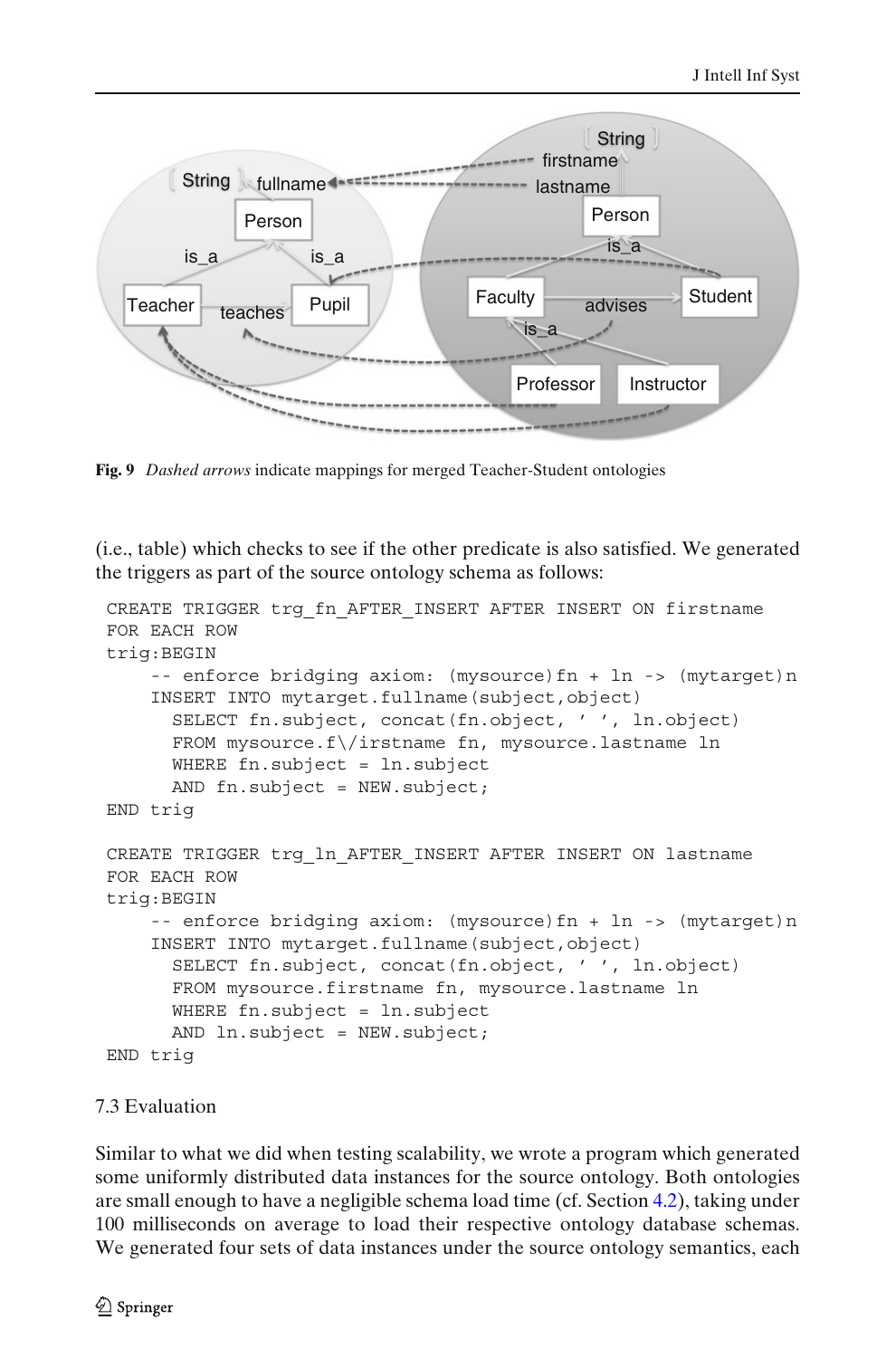**Fig. 9** *Dashed arrows* indicate mappings for merged Teacher-Student ontologies

(i.e., table) which checks to see if the other predicate is also satisfied. We generated the triggers as part of the source ontology schema as follows:

```
CREATE TRIGGER trg_fn_AFTER_INSERT AFTER INSERT ON firstname
FOR EACH ROW
trig:BEGIN
    -- enforce bridging axiom: (mysource)fn + ln -> (mytarget)n
    INSERT INTO mytarget.fullname(subject,object)
      SELECT fn.subject, concat(fn.object, ' ', ln.object)
      FROM mysource.f\/irstname fn, mysource.lastname ln
      WHERE fn.subject = ln.subject
      AND fn.subject = NEW.subject;
END trig

CREATE TRIGGER trg_ln_AFTER_INSERT AFTER INSERT ON lastname
FOR EACH ROW
trig:BEGIN
    -- enforce bridging axiom: (mysource)fn + ln -> (mytarget)n
    INSERT INTO mytarget.fullname(subject,object)
      SELECT fn.subject, concat(fn.object, ' ', ln.object)
      FROM mysource.firstname fn, mysource.lastname ln
      WHERE fn.subject = ln.subject
      AND ln.subject = NEW.subject;
END trig
```

### 7.3 Evaluation

Similar to what we did when testing scalability, we wrote a program which generated some uniformly distributed data instances for the source ontology. Both ontologies are small enough to have a negligible schema load time (cf. Section 4.2), taking under 100 milliseconds on average to load their respective ontology database schemas. We generated four sets of data instances under the source ontology semantics, each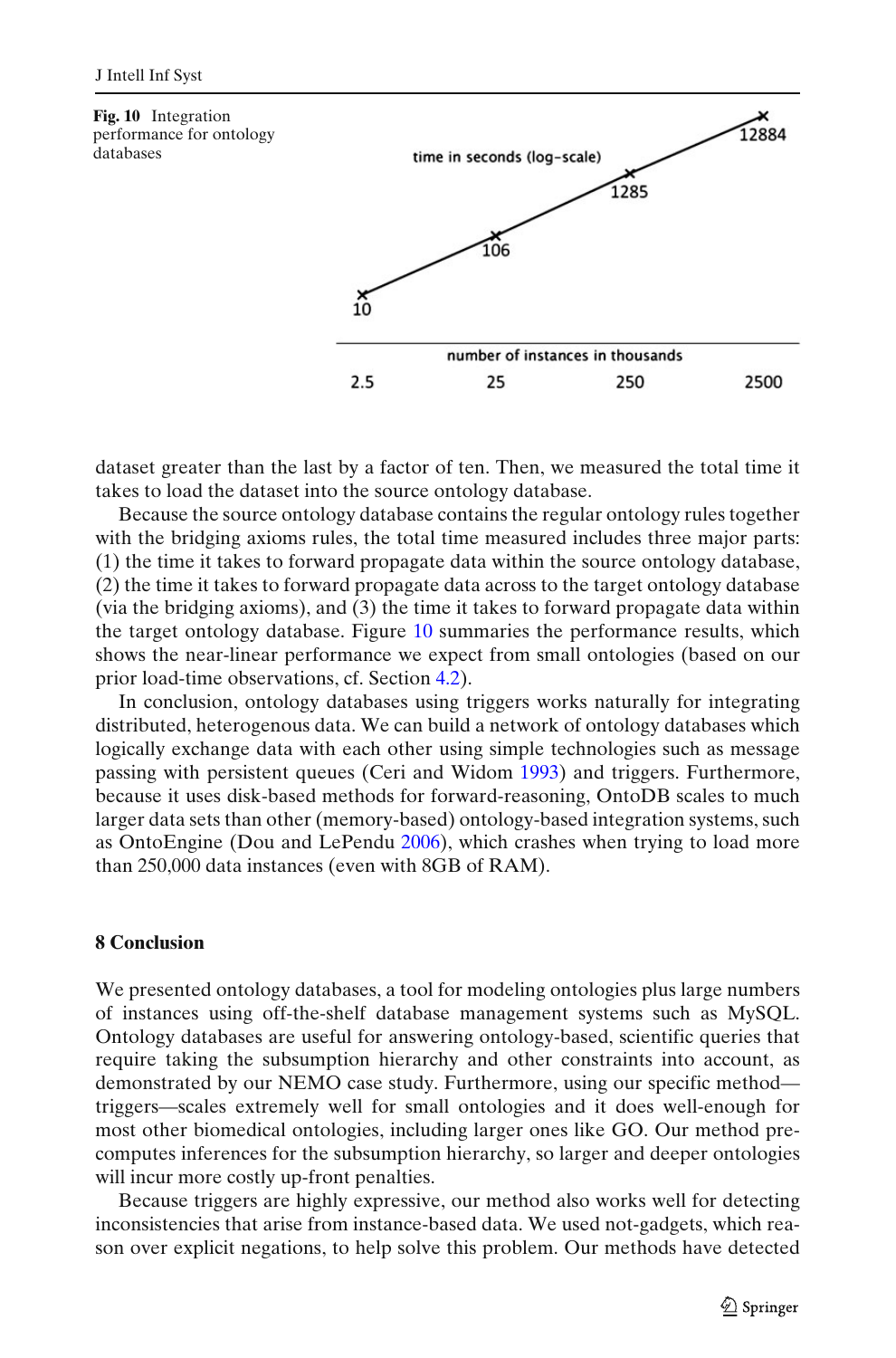**Fig. 10** Integration performance for ontology databases

dataset greater than the last by a factor of ten. Then, we measured the total time it takes to load the dataset into the source ontology database.

Because the source ontology database contains the regular ontology rules together with the bridging axioms rules, the total time measured includes three major parts: (1) the time it takes to forward propagate data within the source ontology database, (2) the time it takes to forward propagate data across to the target ontology database (via the bridging axioms), and (3) the time it takes to forward propagate data within the target ontology database. Figure 10 summaries the performance results, which shows the near-linear performance we expect from small ontologies (based on our prior load-time observations, cf. Section 4.2).

In conclusion, ontology databases using triggers works naturally for integrating distributed, heterogenous data. We can build a network of ontology databases which logically exchange data with each other using simple technologies such as message passing with persistent queues (Ceri and Widom 1993) and triggers. Furthermore, because it uses disk-based methods for forward-reasoning, OntoDB scales to much larger data sets than other (memory-based) ontology-based integration systems, such as OntoEngine (Dou and LePendu 2006), which crashes when trying to load more than 250,000 data instances (even with 8GB of RAM).

## 8 Conclusion

We presented ontology databases, a tool for modeling ontologies plus large numbers of instances using off-the-shelf database management systems such as MySQL. Ontology databases are useful for answering ontology-based, scientific queries that require taking the subsumption hierarchy and other constraints into account, as demonstrated by our NEMO case study. Furthermore, using our specific method—triggers—scales extremely well for small ontologies and it does well-enough for most other biomedical ontologies, including larger ones like GO. Our method pre-computes inferences for the subsumption hierarchy, so larger and deeper ontologies will incur more costly up-front penalties.

Because triggers are highly expressive, our method also works well for detecting inconsistencies that arise from instance-based data. We used not-gadgets, which reason over explicit negations, to help solve this problem. Our methods have detected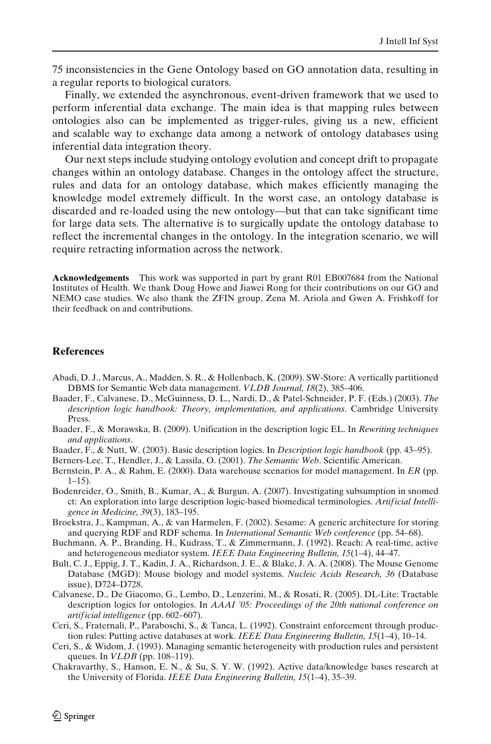75 inconsistencies in the Gene Ontology based on GO annotation data, resulting in a regular reports to biological curators.

Finally, we extended the asynchronous, event-driven framework that we used to perform inferential data exchange. The main idea is that mapping rules between ontologies also can be implemented as trigger-rules, giving us a new, efficient and scalable way to exchange data among a network of ontology databases using inferential data integration theory.

Our next steps include studying ontology evolution and concept drift to propagate changes within an ontology database. Changes in the ontology affect the structure, rules and data for an ontology database, which makes efficiently managing the knowledge model extremely difficult. In the worst case, an ontology database is discarded and re-loaded using the new ontology—but that can take significant time for large data sets. The alternative is to surgically update the ontology database to reflect the incremental changes in the ontology. In the integration scenario, we will require retracting information across the network.

**Acknowledgements** This work was supported in part by grant R01 EB007684 from the National Institutes of Health. We thank Doug Howe and Jiawei Rong for their contributions on our GO and NEMO case studies. We also thank the ZFIN group, Zena M. Ariola and Gwen A. Frishkoff for their feedback on and contributions.

## References

Abadi, D. J., Marcus, A., Madden, S. R., & Hollenbach, K. (2009). SW-Store: A vertically partitioned DBMS for Semantic Web data management. *VLDB Journal, 18*(2), 385–406.

Baader, F., Calvanese, D., McGuinness, D. L., Nardi, D., & Patel-Schneider, P. F. (Eds.) (2003). *The description logic handbook: Theory, implementation, and applications*. Cambridge University Press.

Baader, F., & Morawska, B. (2009). Unification in the description logic EL. In *Rewriting techniques and applications*.

Baader, F., & Nutt, W. (2003). Basic description logics. In *Description logic handbook* (pp. 43–95).

Berners-Lee, T., Hendler, J., & Lassila, O. (2001). *The Semantic Web*. Scientific American.

Bernstein, P. A., & Rahm, E. (2000). Data warehouse scenarios for model management. In *ER* (pp. 1–15).

Bodenreider, O., Smith, B., Kumar, A., & Burgun, A. (2007). Investigating subsumption in snomed ct: An exploration into large description logic-based biomedical terminologies. *Artificial Intelligence in Medicine, 39*(3), 183–195.

Broekstra, J., Kampman, A., & van Harmelen, F. (2002). Sesame: A generic architecture for storing and querying RDF and RDF schema. In *International Semantic Web conference* (pp. 54–68).

Buchmann, A. P., Branding, H., Kudrass, T., & Zimmermann, J. (1992). Reach: A real-time, active and heterogeneous mediator system. *IEEE Data Engineering Bulletin, 15*(1–4), 44–47.

Bult, C. J., Eppig, J. T., Kadin, J. A., Richardson, J. E., & Blake, J. A. A. (2008). The Mouse Genome Database (MGD): Mouse biology and model systems. *Nucleic Acids Research, 36* (Database issue), D724–D728.

Calvanese, D., De Giacomo, G., Lembo, D., Lenzerini, M., & Rosati, R. (2005). DL-Lite: Tractable description logics for ontologies. In *AAAI '05: Proceedings of the 20th national conference on artificial intelligence* (pp. 602–607).

Ceri, S., Fraternali, P., Paraboschi, S., & Tanca, L. (1992). Constraint enforcement through production rules: Putting active databases at work. *IEEE Data Engineering Bulletin, 15*(1–4), 10–14.

Ceri, S., & Widom, J. (1993). Managing semantic heterogeneity with production rules and persistent queues. In *VLDB* (pp. 108–119).

Chakravarthy, S., Hanson, E. N., & Su, S. Y. W. (1992). Active data/knowledge bases research at the University of Florida. *IEEE Data Engineering Bulletin, 15*(1–4), 35–39.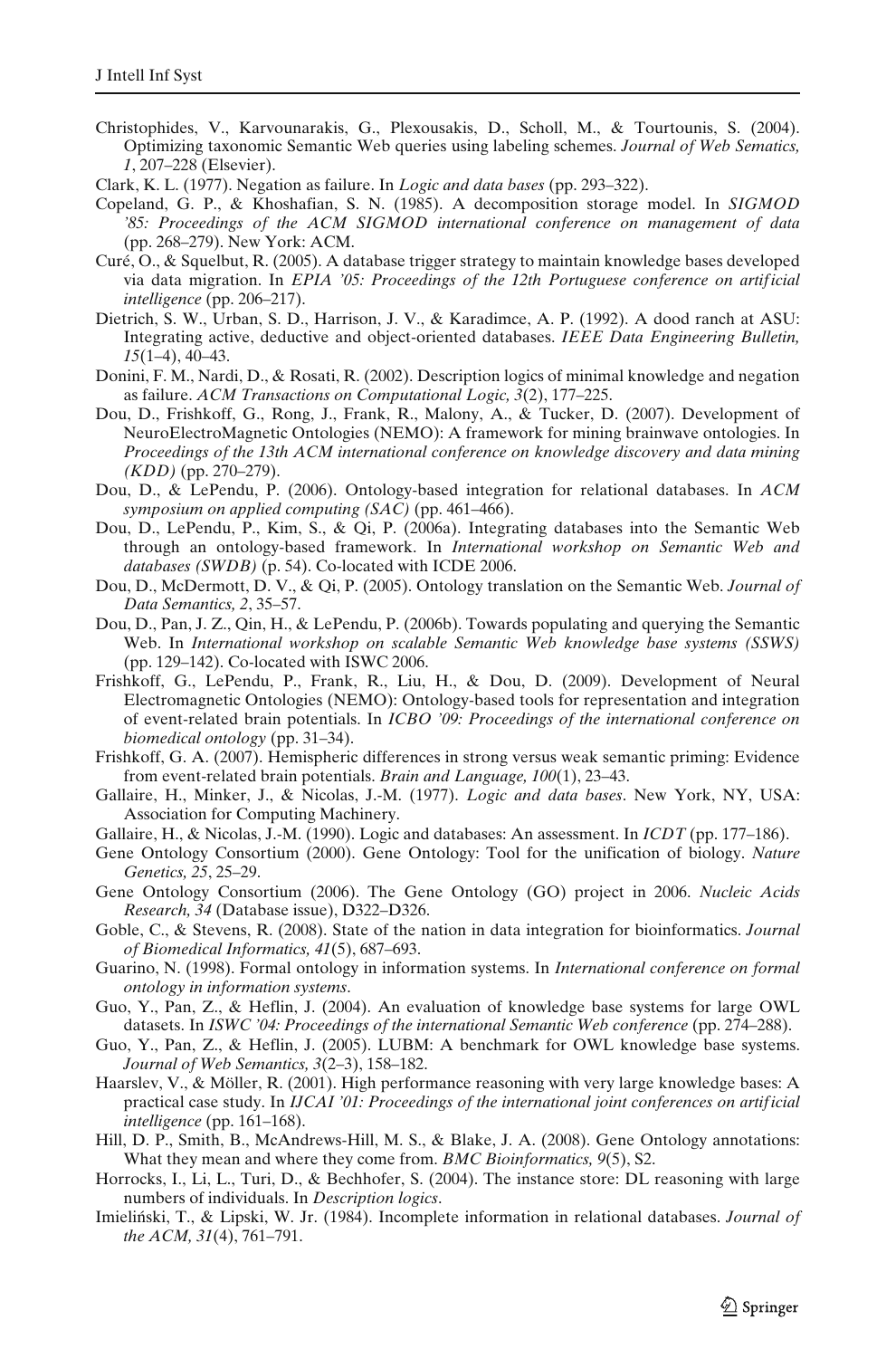Christophides, V., Karvounarakis, G., Plexousakis, D., Scholl, M., & Tourtounis, S. (2004). Optimizing taxonomic Semantic Web queries using labeling schemes. *Journal of Web Sematics, 1*, 207–228 (Elsevier).

Clark, K. L. (1977). Negation as failure. In *Logic and data bases* (pp. 293–322).

Copeland, G. P., & Khoshafian, S. N. (1985). A decomposition storage model. In *SIGMOD '85: Proceedings of the ACM SIGMOD international conference on management of data* (pp. 268–279). New York: ACM.

Curé, O., & Squelbut, R. (2005). A database trigger strategy to maintain knowledge bases developed via data migration. In *EPIA '05: Proceedings of the 12th Portuguese conference on artificial intelligence* (pp. 206–217).

Dietrich, S. W., Urban, S. D., Harrison, J. V., & Karadimce, A. P. (1992). A dood ranch at ASU: Integrating active, deductive and object-oriented databases. *IEEE Data Engineering Bulletin, 15*(1–4), 40–43.

Donini, F. M., Nardi, D., & Rosati, R. (2002). Description logics of minimal knowledge and negation as failure. *ACM Transactions on Computational Logic, 3*(2), 177–225.

Dou, D., Frishkoff, G., Rong, J., Frank, R., Malony, A., & Tucker, D. (2007). Development of NeuroElectroMagnetic Ontologies (NEMO): A framework for mining brainwave ontologies. In *Proceedings of the 13th ACM international conference on knowledge discovery and data mining (KDD)* (pp. 270–279).

Dou, D., & LePendu, P. (2006). Ontology-based integration for relational databases. In *ACM symposium on applied computing (SAC)* (pp. 461–466).

Dou, D., LePendu, P., Kim, S., & Qi, P. (2006a). Integrating databases into the Semantic Web through an ontology-based framework. In *International workshop on Semantic Web and databases (SWDB)* (p. 54). Co-located with ICDE 2006.

Dou, D., McDermott, D. V., & Qi, P. (2005). Ontology translation on the Semantic Web. *Journal of Data Semantics, 2*, 35–57.

Dou, D., Pan, J. Z., Qin, H., & LePendu, P. (2006b). Towards populating and querying the Semantic Web. In *International workshop on scalable Semantic Web knowledge base systems (SSWS)* (pp. 129–142). Co-located with ISWC 2006.

Frishkoff, G., LePendu, P., Frank, R., Liu, H., & Dou, D. (2009). Development of Neural Electromagnetic Ontologies (NEMO): Ontology-based tools for representation and integration of event-related brain potentials. In *ICBO '09: Proceedings of the international conference on biomedical ontology* (pp. 31–34).

Frishkoff, G. A. (2007). Hemispheric differences in strong versus weak semantic priming: Evidence from event-related brain potentials. *Brain and Language, 100*(1), 23–43.

Gallaire, H., Minker, J., & Nicolas, J.-M. (1977). *Logic and data bases*. New York, NY, USA: Association for Computing Machinery.

Gallaire, H., & Nicolas, J.-M. (1990). Logic and databases: An assessment. In *ICDT* (pp. 177–186).

Gene Ontology Consortium (2000). Gene Ontology: Tool for the unification of biology. *Nature Genetics, 25*, 25–29.

Gene Ontology Consortium (2006). The Gene Ontology (GO) project in 2006. *Nucleic Acids Research, 34* (Database issue), D322–D326.

Goble, C., & Stevens, R. (2008). State of the nation in data integration for bioinformatics. *Journal of Biomedical Informatics, 41*(5), 687–693.

Guarino, N. (1998). Formal ontology in information systems. In *International conference on formal ontology in information systems*.

Guo, Y., Pan, Z., & Heflin, J. (2004). An evaluation of knowledge base systems for large OWL datasets. In *ISWC '04: Proceedings of the international Semantic Web conference* (pp. 274–288).

Guo, Y., Pan, Z., & Heflin, J. (2005). LUBM: A benchmark for OWL knowledge base systems. *Journal of Web Semantics, 3*(2–3), 158–182.

Haarslev, V., & Möller, R. (2001). High performance reasoning with very large knowledge bases: A practical case study. In *IJCAI '01: Proceedings of the international joint conferences on artificial intelligence* (pp. 161–168).

Hill, D. P., Smith, B., McAndrews-Hill, M. S., & Blake, J. A. (2008). Gene Ontology annotations: What they mean and where they come from. *BMC Bioinformatics, 9*(5), S2.

Horrocks, I., Li, L., Turi, D., & Bechhofer, S. (2004). The instance store: DL reasoning with large numbers of individuals. In *Description logics*.

Imieliński, T., & Lipski, W. Jr. (1984). Incomplete information in relational databases. *Journal of the ACM, 31*(4), 761–791.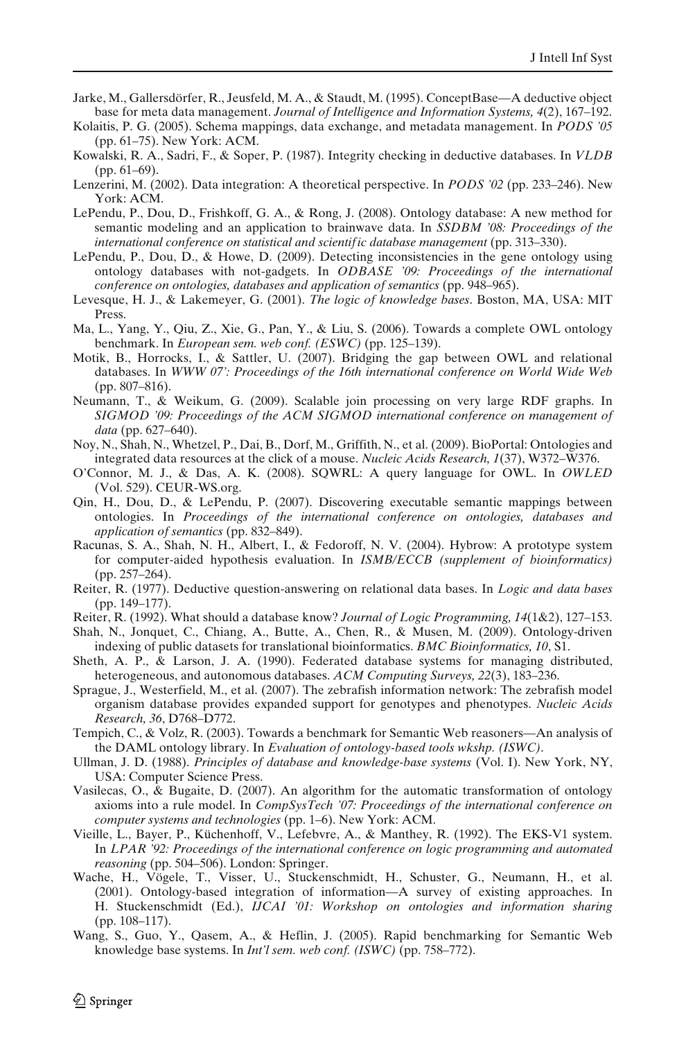Jarke, M., Gallersdörfer, R., Jeusfeld, M. A., & Staudt, M. (1995). ConceptBase—A deductive object base for meta data management. *Journal of Intelligence and Information Systems, 4*(2), 167–192.

Kolaitis, P. G. (2005). Schema mappings, data exchange, and metadata management. In *PODS '05* (pp. 61–75). New York: ACM.

Kowalski, R. A., Sadri, F., & Soper, P. (1987). Integrity checking in deductive databases. In *VLDB* (pp. 61–69).

Lenzerini, M. (2002). Data integration: A theoretical perspective. In *PODS '02* (pp. 233–246). New York: ACM.

LePendu, P., Dou, D., Frishkoff, G. A., & Rong, J. (2008). Ontology database: A new method for semantic modeling and an application to brainwave data. In *SSDBM '08: Proceedings of the international conference on statistical and scientific database management* (pp. 313–330).

LePendu, P., Dou, D., & Howe, D. (2009). Detecting inconsistencies in the gene ontology using ontology databases with not-gadgets. In *ODBASE '09: Proceedings of the international conference on ontologies, databases and application of semantics* (pp. 948–965).

Levesque, H. J., & Lakemeyer, G. (2001). *The logic of knowledge bases*. Boston, MA, USA: MIT Press.

Ma, L., Yang, Y., Qiu, Z., Xie, G., Pan, Y., & Liu, S. (2006). Towards a complete OWL ontology benchmark. In *European sem. web conf. (ESWC)* (pp. 125–139).

Motik, B., Horrocks, I., & Sattler, U. (2007). Bridging the gap between OWL and relational databases. In *WWW 07': Proceedings of the 16th international conference on World Wide Web* (pp. 807–816).

Neumann, T., & Weikum, G. (2009). Scalable join processing on very large RDF graphs. In *SIGMOD '09: Proceedings of the ACM SIGMOD international conference on management of data* (pp. 627–640).

Noy, N., Shah, N., Whetzel, P., Dai, B., Dorf, M., Griffith, N., et al. (2009). BioPortal: Ontologies and integrated data resources at the click of a mouse. *Nucleic Acids Research, 1*(37), W372–W376.

O'Connor, M. J., & Das, A. K. (2008). SQWRL: A query language for OWL. In *OWLED* (Vol. 529). CEUR-WS.org.

Qin, H., Dou, D., & LePendu, P. (2007). Discovering executable semantic mappings between ontologies. In *Proceedings of the international conference on ontologies, databases and application of semantics* (pp. 832–849).

Racunas, S. A., Shah, N. H., Albert, I., & Fedoroff, N. V. (2004). Hybrow: A prototype system for computer-aided hypothesis evaluation. In *ISMB/ECCB (supplement of bioinformatics)* (pp. 257–264).

Reiter, R. (1977). Deductive question-answering on relational data bases. In *Logic and data bases* (pp. 149–177).

Reiter, R. (1992). What should a database know? *Journal of Logic Programming, 14*(1&2), 127–153.

Shah, N., Jonquet, C., Chiang, A., Butte, A., Chen, R., & Musen, M. (2009). Ontology-driven indexing of public datasets for translational bioinformatics. *BMC Bioinformatics, 10*, S1.

Sheth, A. P., & Larson, J. A. (1990). Federated database systems for managing distributed, heterogeneous, and autonomous databases. *ACM Computing Surveys, 22*(3), 183–236.

Sprague, J., Westerfield, M., et al. (2007). The zebrafish information network: The zebrafish model organism database provides expanded support for genotypes and phenotypes. *Nucleic Acids Research, 36*, D768–D772.

Tempich, C., & Volz, R. (2003). Towards a benchmark for Semantic Web reasoners—An analysis of the DAML ontology library. In *Evaluation of ontology-based tools wkshp. (ISWC)*.

Ullman, J. D. (1988). *Principles of database and knowledge-base systems* (Vol. I). New York, NY, USA: Computer Science Press.

Vasilecas, O., & Bugaite, D. (2007). An algorithm for the automatic transformation of ontology axioms into a rule model. In *CompSysTech '07: Proceedings of the international conference on computer systems and technologies* (pp. 1–6). New York: ACM.

Vieille, L., Bayer, P., Küchenhoff, V., Lefebvre, A., & Manthey, R. (1992). The EKS-V1 system. In *LPAR '92: Proceedings of the international conference on logic programming and automated reasoning* (pp. 504–506). London: Springer.

Wache, H., Vögele, T., Visser, U., Stuckenschmidt, H., Schuster, G., Neumann, H., et al. (2001). Ontology-based integration of information—A survey of existing approaches. In H. Stuckenschmidt (Ed.), *IJCAI '01: Workshop on ontologies and information sharing* (pp. 108–117).

Wang, S., Guo, Y., Qasem, A., & Heflin, J. (2005). Rapid benchmarking for Semantic Web knowledge base systems. In *Int'l sem. web conf. (ISWC)* (pp. 758–772).